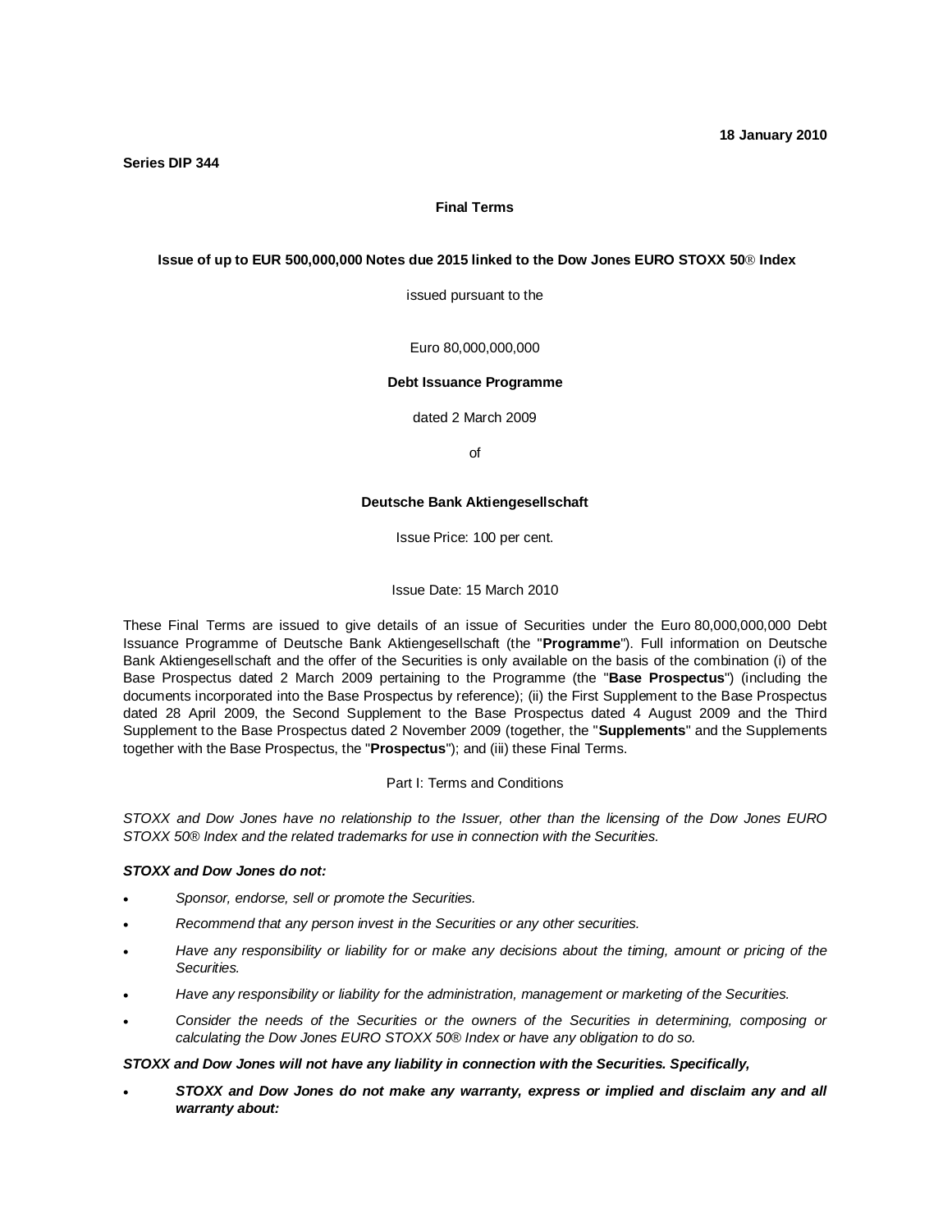**18 January 2010**

**Series DIP 344**

**Final Terms**

**Issue of up to EUR 500,000,000 Notes due 2015 linked to the Dow Jones EURO STOXX 50® Index**

issued pursuant to the

Euro 80,000,000,000

**Debt Issuance Programme**

dated 2 March 2009

of

**Deutsche Bank Aktiengesellschaft**

Issue Price: 100 per cent.

Issue Date: 15 March 2010

These Final Terms are issued to give details of an issue of Securities under the Euro 80,000,000,000 Debt Issuance Programme of Deutsche Bank Aktiengesellschaft (the "**Programme**"). Full information on Deutsche Bank Aktiengesellschaft and the offer of the Securities is only available on the basis of the combination (i) of the Base Prospectus dated 2 March 2009 pertaining to the Programme (the "**Base Prospectus**") (including the documents incorporated into the Base Prospectus by reference); (ii) the First Supplement to the Base Prospectus dated 28 April 2009, the Second Supplement to the Base Prospectus dated 4 August 2009 and the Third Supplement to the Base Prospectus dated 2 November 2009 (together, the "**Supplements**" and the Supplements together with the Base Prospectus, the "**Prospectus**"); and (iii) these Final Terms.

Part I: Terms and Conditions

*STOXX and Dow Jones have no relationship to the Issuer, other than the licensing of the Dow Jones EURO STOXX 50® Index and the related trademarks for use in connection with the Securities.*

***STOXX and Dow Jones do not:***

- *Sponsor, endorse, sell or promote the Securities.*
- *Recommend that any person invest in the Securities or any other securities.*
- *Have any responsibility or liability for or make any decisions about the timing, amount or pricing of the Securities.*
- *Have any responsibility or liability for the administration, management or marketing of the Securities.*
- *Consider the needs of the Securities or the owners of the Securities in determining, composing or calculating the Dow Jones EURO STOXX 50® Index or have any obligation to do so.*

***STOXX and Dow Jones will not have any liability in connection with the Securities. Specifically,***

- ***STOXX and Dow Jones do not make any warranty, express or implied and disclaim any and all warranty about:***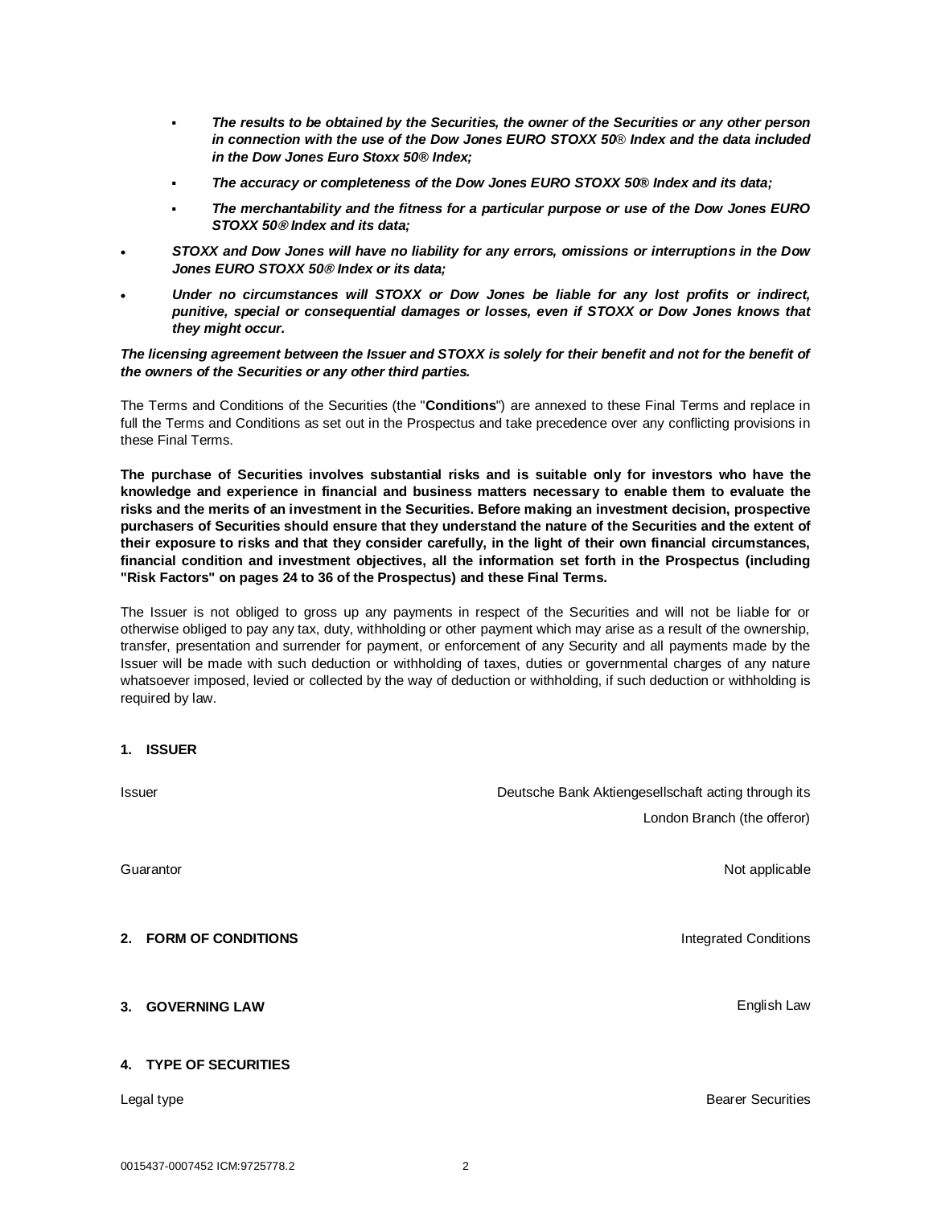- ***The results to be obtained by the Securities, the owner of the Securities or any other person in connection with the use of the Dow Jones EURO STOXX 50® Index and the data included in the Dow Jones Euro Stoxx 50® Index;***
- ***The accuracy or completeness of the Dow Jones EURO STOXX 50® Index and its data;***
- ***The merchantability and the fitness for a particular purpose or use of the Dow Jones EURO STOXX 50® Index and its data;***

- ***STOXX and Dow Jones will have no liability for any errors, omissions or interruptions in the Dow Jones EURO STOXX 50® Index or its data;***
- ***Under no circumstances will STOXX or Dow Jones be liable for any lost profits or indirect, punitive, special or consequential damages or losses, even if STOXX or Dow Jones knows that they might occur.***

***The licensing agreement between the Issuer and STOXX is solely for their benefit and not for the benefit of the owners of the Securities or any other third parties.***

The Terms and Conditions of the Securities (the "**Conditions**") are annexed to these Final Terms and replace in full the Terms and Conditions as set out in the Prospectus and take precedence over any conflicting provisions in these Final Terms.

**The purchase of Securities involves substantial risks and is suitable only for investors who have the knowledge and experience in financial and business matters necessary to enable them to evaluate the risks and the merits of an investment in the Securities. Before making an investment decision, prospective purchasers of Securities should ensure that they understand the nature of the Securities and the extent of their exposure to risks and that they consider carefully, in the light of their own financial circumstances, financial condition and investment objectives, all the information set forth in the Prospectus (including "Risk Factors" on pages 24 to 36 of the Prospectus) and these Final Terms.**

The Issuer is not obliged to gross up any payments in respect of the Securities and will not be liable for or otherwise obliged to pay any tax, duty, withholding or other payment which may arise as a result of the ownership, transfer, presentation and surrender for payment, or enforcement of any Security and all payments made by the Issuer will be made with such deduction or withholding of taxes, duties or governmental charges of any nature whatsoever imposed, levied or collected by the way of deduction or withholding, if such deduction or withholding is required by law.

**1. ISSUER**

Issuer — Deutsche Bank Aktiengesellschaft acting through its London Branch (the offeror)

Guarantor — Not applicable

**2. FORM OF CONDITIONS** — Integrated Conditions

**3. GOVERNING LAW** — English Law

**4. TYPE OF SECURITIES**

Legal type — Bearer Securities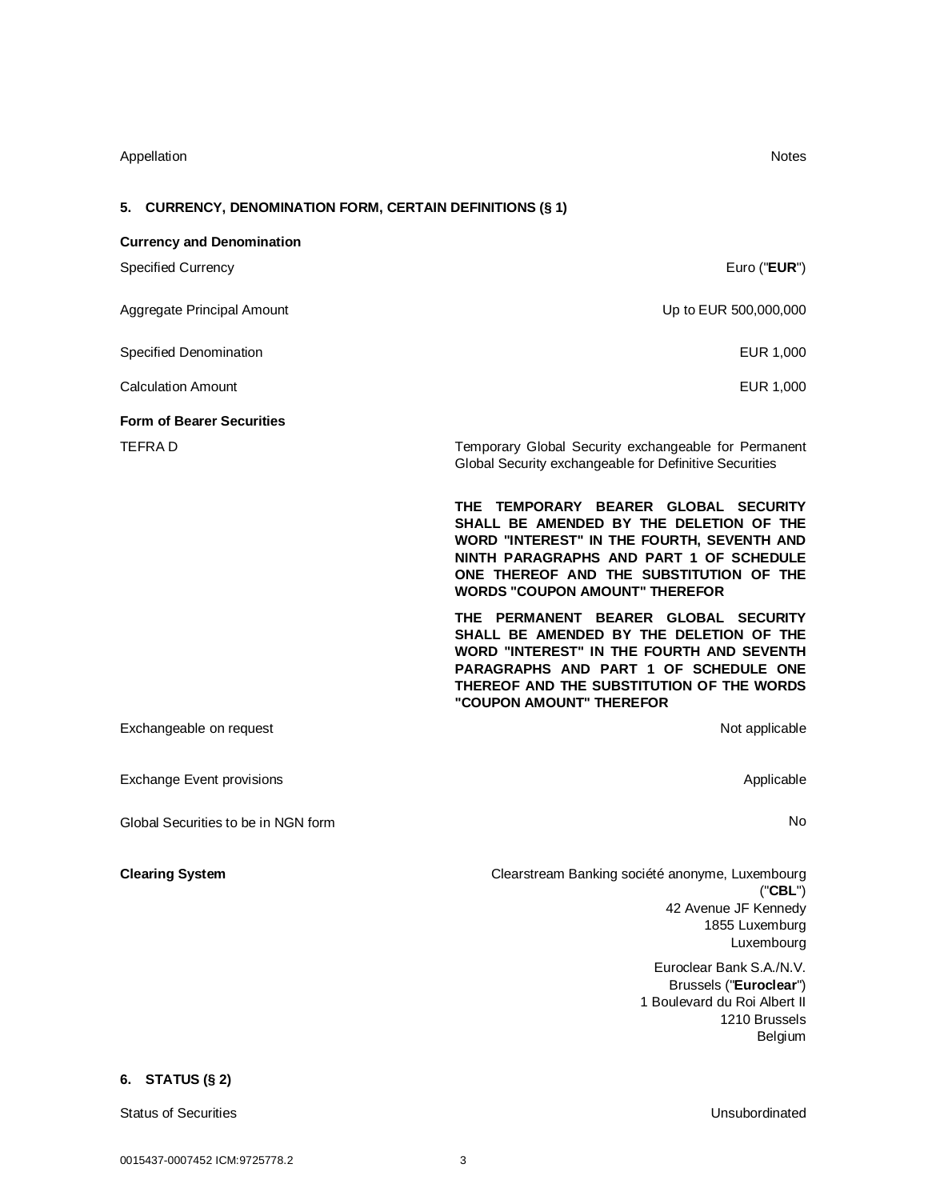| Appellation | Notes |
|---|---|

## 5. CURRENCY, DENOMINATION FORM, CERTAIN DEFINITIONS (§ 1)

**Currency and Denomination**

| | |
|---|---|
| Specified Currency | Euro ("**EUR**") |
| Aggregate Principal Amount | Up to EUR 500,000,000 |
| Specified Denomination | EUR 1,000 |
| Calculation Amount | EUR 1,000 |

**Form of Bearer Securities**

| | |
|---|---|
| TEFRA D | Temporary Global Security exchangeable for Permanent Global Security exchangeable for Definitive Securities |

**THE TEMPORARY BEARER GLOBAL SECURITY SHALL BE AMENDED BY THE DELETION OF THE WORD "INTEREST" IN THE FOURTH, SEVENTH AND NINTH PARAGRAPHS AND PART 1 OF SCHEDULE ONE THEREOF AND THE SUBSTITUTION OF THE WORDS "COUPON AMOUNT" THEREFOR**

**THE PERMANENT BEARER GLOBAL SECURITY SHALL BE AMENDED BY THE DELETION OF THE WORD "INTEREST" IN THE FOURTH AND SEVENTH PARAGRAPHS AND PART 1 OF SCHEDULE ONE THEREOF AND THE SUBSTITUTION OF THE WORDS "COUPON AMOUNT" THEREFOR**

| | |
|---|---|
| Exchangeable on request | Not applicable |
| Exchange Event provisions | Applicable |
| Global Securities to be in NGN form | No |

**Clearing System**

Clearstream Banking société anonyme, Luxembourg ("**CBL**")
42 Avenue JF Kennedy
1855 Luxemburg
Luxembourg

Euroclear Bank S.A./N.V.
Brussels ("**Euroclear**")
1 Boulevard du Roi Albert II
1210 Brussels
Belgium

## 6. STATUS (§ 2)

| | |
|---|---|
| Status of Securities | Unsubordinated |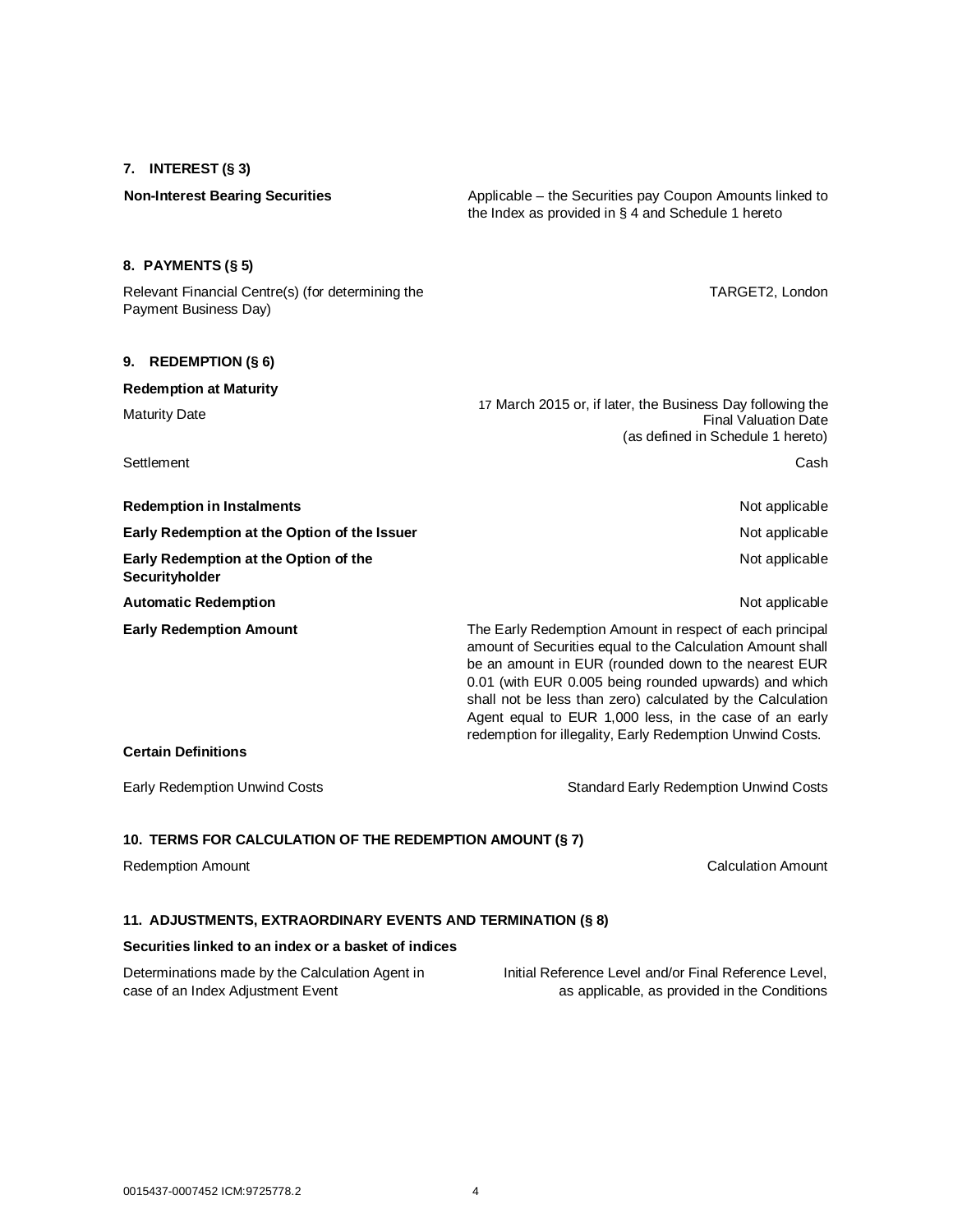**7. INTEREST (§ 3)**

| | |
|---|---|
| **Non-Interest Bearing Securities** | Applicable – the Securities pay Coupon Amounts linked to the Index as provided in § 4 and Schedule 1 hereto |

**8. PAYMENTS (§ 5)**

| | |
|---|---|
| Relevant Financial Centre(s) (for determining the Payment Business Day) | TARGET2, London |

**9. REDEMPTION (§ 6)**

| | |
|---|---|
| **Redemption at Maturity** | |
| Maturity Date | 17 March 2015 or, if later, the Business Day following the Final Valuation Date (as defined in Schedule 1 hereto) |
| Settlement | Cash |
| **Redemption in Instalments** | Not applicable |
| **Early Redemption at the Option of the Issuer** | Not applicable |
| **Early Redemption at the Option of the Securityholder** | Not applicable |
| **Automatic Redemption** | Not applicable |
| **Early Redemption Amount** | The Early Redemption Amount in respect of each principal amount of Securities equal to the Calculation Amount shall be an amount in EUR (rounded down to the nearest EUR 0.01 (with EUR 0.005 being rounded upwards) and which shall not be less than zero) calculated by the Calculation Agent equal to EUR 1,000 less, in the case of an early redemption for illegality, Early Redemption Unwind Costs. |
| **Certain Definitions** | |
| Early Redemption Unwind Costs | Standard Early Redemption Unwind Costs |

**10. TERMS FOR CALCULATION OF THE REDEMPTION AMOUNT (§ 7)**

| | |
|---|---|
| Redemption Amount | Calculation Amount |

**11. ADJUSTMENTS, EXTRAORDINARY EVENTS AND TERMINATION (§ 8)**

**Securities linked to an index or a basket of indices**

| | |
|---|---|
| Determinations made by the Calculation Agent in case of an Index Adjustment Event | Initial Reference Level and/or Final Reference Level, as applicable, as provided in the Conditions |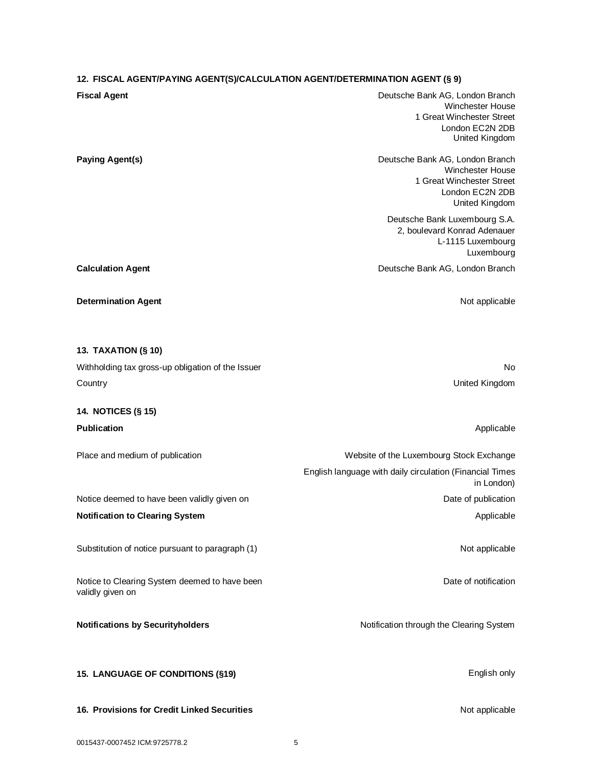**12. FISCAL AGENT/PAYING AGENT(S)/CALCULATION AGENT/DETERMINATION AGENT (§ 9)**

| | |
|---|---|
| **Fiscal Agent** | Deutsche Bank AG, London Branch<br>Winchester House<br>1 Great Winchester Street<br>London EC2N 2DB<br>United Kingdom |
| **Paying Agent(s)** | Deutsche Bank AG, London Branch<br>Winchester House<br>1 Great Winchester Street<br>London EC2N 2DB<br>United Kingdom<br><br>Deutsche Bank Luxembourg S.A.<br>2, boulevard Konrad Adenauer<br>L-1115 Luxembourg<br>Luxembourg |
| **Calculation Agent** | Deutsche Bank AG, London Branch |
| **Determination Agent** | Not applicable |

**13. TAXATION (§ 10)**

| | |
|---|---|
| Withholding tax gross-up obligation of the Issuer | No |
| Country | United Kingdom |

**14. NOTICES (§ 15)**

| | |
|---|---|
| **Publication** | Applicable |
| Place and medium of publication | Website of the Luxembourg Stock Exchange<br>English language with daily circulation (Financial Times in London) |
| Notice deemed to have been validly given on | Date of publication |
| **Notification to Clearing System** | Applicable |
| Substitution of notice pursuant to paragraph (1) | Not applicable |
| Notice to Clearing System deemed to have been validly given on | Date of notification |
| **Notifications by Securityholders** | Notification through the Clearing System |

**15. LANGUAGE OF CONDITIONS (§19)** English only

**16. Provisions for Credit Linked Securities** Not applicable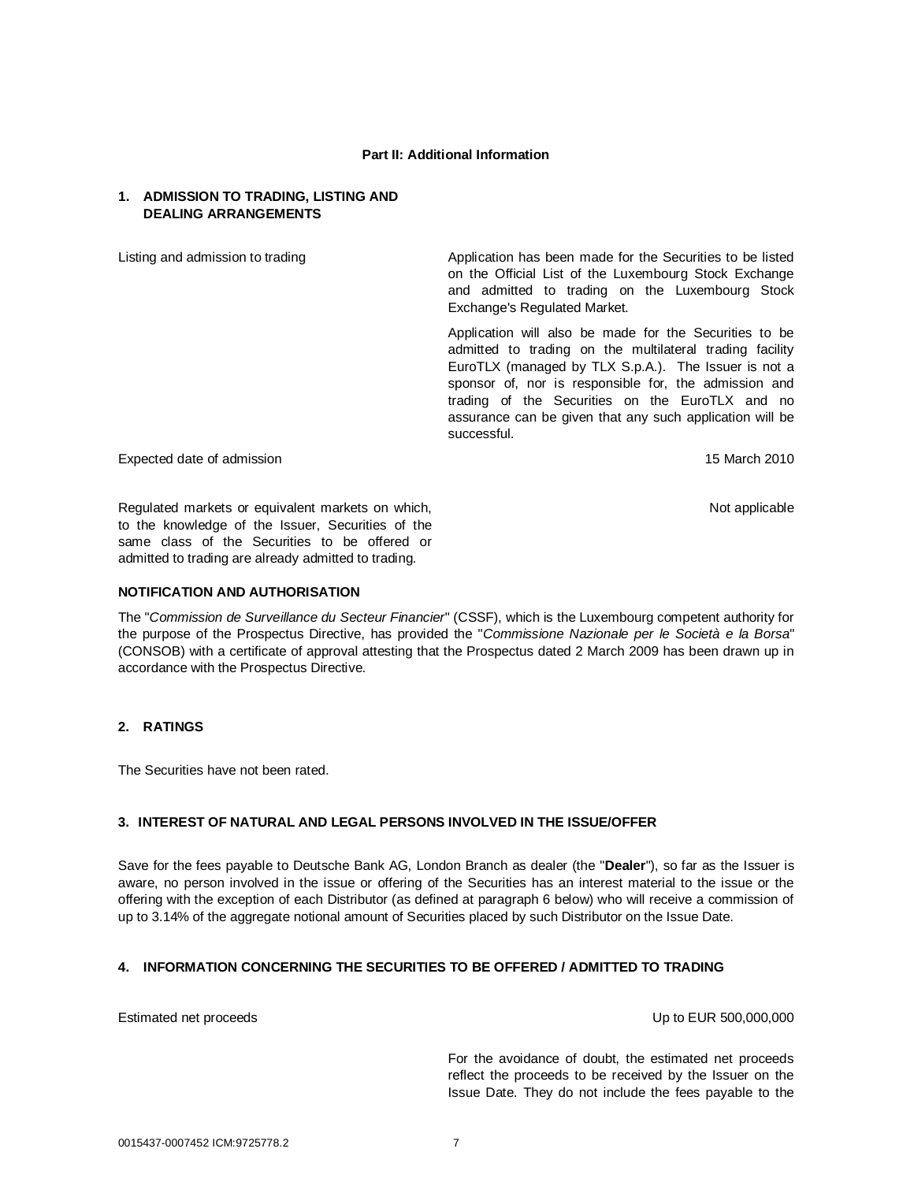**Part II: Additional Information**

## 1. ADMISSION TO TRADING, LISTING AND DEALING ARRANGEMENTS

| | |
|---|---|
| Listing and admission to trading | Application has been made for the Securities to be listed on the Official List of the Luxembourg Stock Exchange and admitted to trading on the Luxembourg Stock Exchange's Regulated Market.<br><br>Application will also be made for the Securities to be admitted to trading on the multilateral trading facility EuroTLX (managed by TLX S.p.A.). The Issuer is not a sponsor of, nor is responsible for, the admission and trading of the Securities on the EuroTLX and no assurance can be given that any such application will be successful. |
| Expected date of admission | 15 March 2010 |
| Regulated markets or equivalent markets on which, to the knowledge of the Issuer, Securities of the same class of the Securities to be offered or admitted to trading are already admitted to trading. | Not applicable |

**NOTIFICATION AND AUTHORISATION**

The "*Commission de Surveillance du Secteur Financier*" (CSSF), which is the Luxembourg competent authority for the purpose of the Prospectus Directive, has provided the "*Commissione Nazionale per le Società e la Borsa*" (CONSOB) with a certificate of approval attesting that the Prospectus dated 2 March 2009 has been drawn up in accordance with the Prospectus Directive.

## 2. RATINGS

The Securities have not been rated.

## 3. INTEREST OF NATURAL AND LEGAL PERSONS INVOLVED IN THE ISSUE/OFFER

Save for the fees payable to Deutsche Bank AG, London Branch as dealer (the "**Dealer**"), so far as the Issuer is aware, no person involved in the issue or offering of the Securities has an interest material to the issue or the offering with the exception of each Distributor (as defined at paragraph 6 below) who will receive a commission of up to 3.14% of the aggregate notional amount of Securities placed by such Distributor on the Issue Date.

## 4. INFORMATION CONCERNING THE SECURITIES TO BE OFFERED / ADMITTED TO TRADING

| | |
|---|---|
| Estimated net proceeds | Up to EUR 500,000,000<br><br>For the avoidance of doubt, the estimated net proceeds reflect the proceeds to be received by the Issuer on the Issue Date. They do not include the fees payable to the |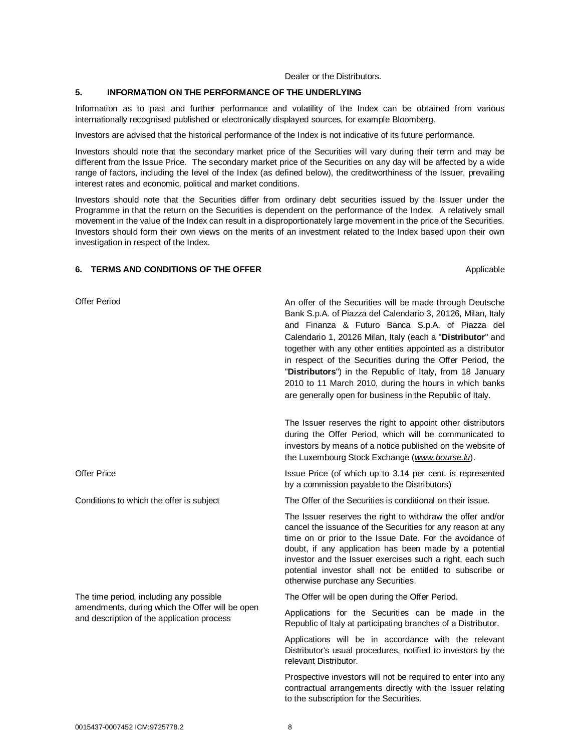Dealer or the Distributors.

## 5. INFORMATION ON THE PERFORMANCE OF THE UNDERLYING

Information as to past and further performance and volatility of the Index can be obtained from various internationally recognised published or electronically displayed sources, for example Bloomberg.

Investors are advised that the historical performance of the Index is not indicative of its future performance.

Investors should note that the secondary market price of the Securities will vary during their term and may be different from the Issue Price. The secondary market price of the Securities on any day will be affected by a wide range of factors, including the level of the Index (as defined below), the creditworthiness of the Issuer, prevailing interest rates and economic, political and market conditions.

Investors should note that the Securities differ from ordinary debt securities issued by the Issuer under the Programme in that the return on the Securities is dependent on the performance of the Index. A relatively small movement in the value of the Index can result in a disproportionately large movement in the price of the Securities. Investors should form their own views on the merits of an investment related to the Index based upon their own investigation in respect of the Index.

## 6. TERMS AND CONDITIONS OF THE OFFER — Applicable

| | |
|---|---|
| Offer Period | An offer of the Securities will be made through Deutsche Bank S.p.A. of Piazza del Calendario 3, 20126, Milan, Italy and Finanza & Futuro Banca S.p.A. of Piazza del Calendario 1, 20126 Milan, Italy (each a "**Distributor**" and together with any other entities appointed as a distributor in respect of the Securities during the Offer Period, the "**Distributors**") in the Republic of Italy, from 18 January 2010 to 11 March 2010, during the hours in which banks are generally open for business in the Republic of Italy.<br><br>The Issuer reserves the right to appoint other distributors during the Offer Period, which will be communicated to investors by means of a notice published on the website of the Luxembourg Stock Exchange (*www.bourse.lu*). |
| Offer Price | Issue Price (of which up to 3.14 per cent. is represented by a commission payable to the Distributors) |
| Conditions to which the offer is subject | The Offer of the Securities is conditional on their issue.<br><br>The Issuer reserves the right to withdraw the offer and/or cancel the issuance of the Securities for any reason at any time on or prior to the Issue Date. For the avoidance of doubt, if any application has been made by a potential investor and the Issuer exercises such a right, each such potential investor shall not be entitled to subscribe or otherwise purchase any Securities. |
| The time period, including any possible amendments, during which the Offer will be open and description of the application process | The Offer will be open during the Offer Period.<br><br>Applications for the Securities can be made in the Republic of Italy at participating branches of a Distributor.<br><br>Applications will be in accordance with the relevant Distributor's usual procedures, notified to investors by the relevant Distributor.<br><br>Prospective investors will not be required to enter into any contractual arrangements directly with the Issuer relating to the subscription for the Securities. |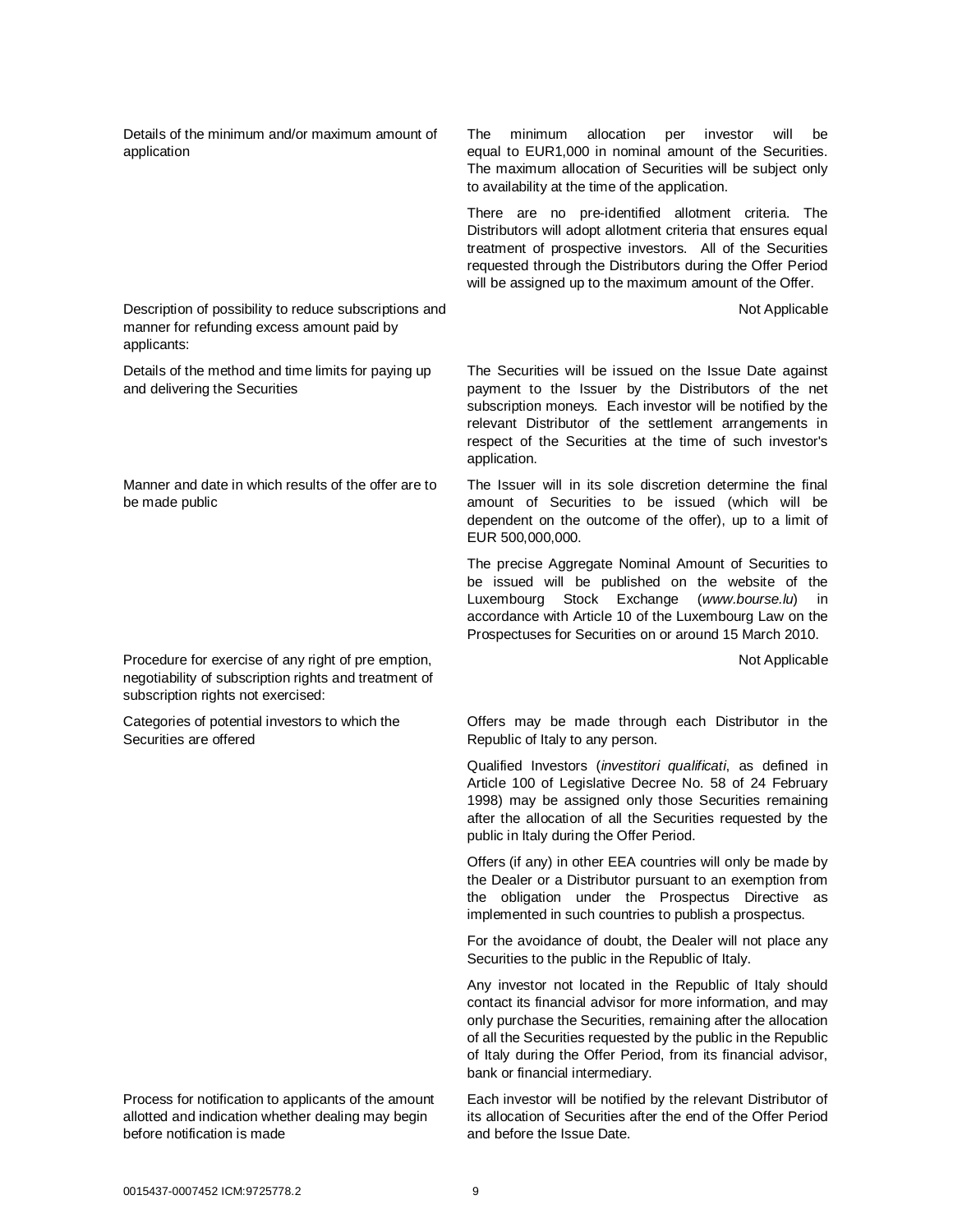| | |
|---|---|
| Details of the minimum and/or maximum amount of application | The minimum allocation per investor will be equal to EUR1,000 in nominal amount of the Securities. The maximum allocation of Securities will be subject only to availability at the time of the application.<br><br>There are no pre-identified allotment criteria. The Distributors will adopt allotment criteria that ensures equal treatment of prospective investors. All of the Securities requested through the Distributors during the Offer Period will be assigned up to the maximum amount of the Offer. |
| Description of possibility to reduce subscriptions and manner for refunding excess amount paid by applicants: | Not Applicable |
| Details of the method and time limits for paying up and delivering the Securities | The Securities will be issued on the Issue Date against payment to the Issuer by the Distributors of the net subscription moneys. Each investor will be notified by the relevant Distributor of the settlement arrangements in respect of the Securities at the time of such investor's application. |
| Manner and date in which results of the offer are to be made public | The Issuer will in its sole discretion determine the final amount of Securities to be issued (which will be dependent on the outcome of the offer), up to a limit of EUR 500,000,000.<br><br>The precise Aggregate Nominal Amount of Securities to be issued will be published on the website of the Luxembourg Stock Exchange (*www.bourse.lu*) in accordance with Article 10 of the Luxembourg Law on the Prospectuses for Securities on or around 15 March 2010. |
| Procedure for exercise of any right of pre emption, negotiability of subscription rights and treatment of subscription rights not exercised: | Not Applicable |
| Categories of potential investors to which the Securities are offered | Offers may be made through each Distributor in the Republic of Italy to any person.<br><br>Qualified Investors (*investitori qualificati*, as defined in Article 100 of Legislative Decree No. 58 of 24 February 1998) may be assigned only those Securities remaining after the allocation of all the Securities requested by the public in Italy during the Offer Period.<br><br>Offers (if any) in other EEA countries will only be made by the Dealer or a Distributor pursuant to an exemption from the obligation under the Prospectus Directive as implemented in such countries to publish a prospectus.<br><br>For the avoidance of doubt, the Dealer will not place any Securities to the public in the Republic of Italy.<br><br>Any investor not located in the Republic of Italy should contact its financial advisor for more information, and may only purchase the Securities, remaining after the allocation of all the Securities requested by the public in the Republic of Italy during the Offer Period, from its financial advisor, bank or financial intermediary. |
| Process for notification to applicants of the amount allotted and indication whether dealing may begin before notification is made | Each investor will be notified by the relevant Distributor of its allocation of Securities after the end of the Offer Period and before the Issue Date. |

0015437-0007452 ICM:9725778.2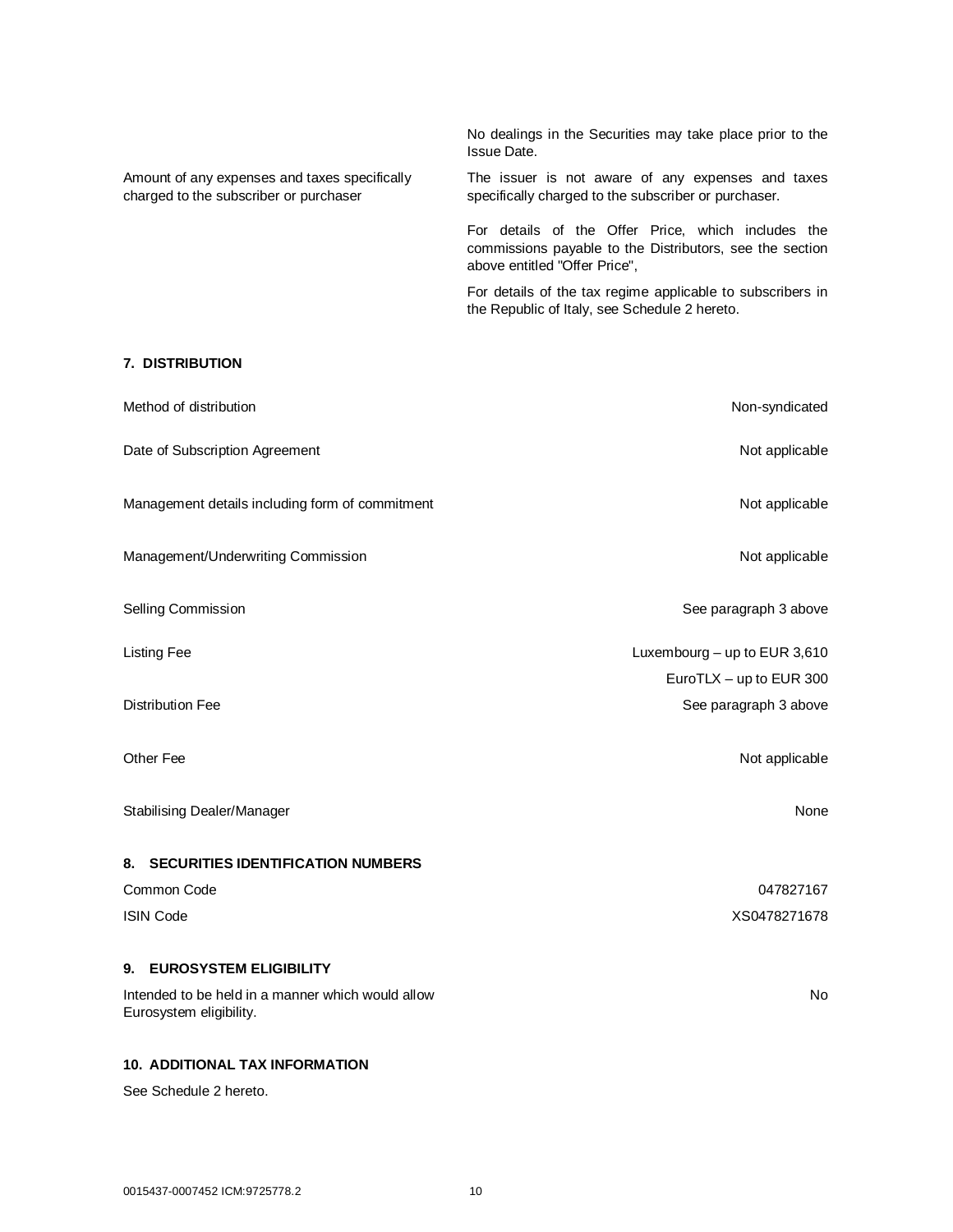| | |
|---|---|
| | No dealings in the Securities may take place prior to the Issue Date. |
| Amount of any expenses and taxes specifically charged to the subscriber or purchaser | The issuer is not aware of any expenses and taxes specifically charged to the subscriber or purchaser.<br><br>For details of the Offer Price, which includes the commissions payable to the Distributors, see the section above entitled "Offer Price",<br><br>For details of the tax regime applicable to subscribers in the Republic of Italy, see Schedule 2 hereto. |

## 7. DISTRIBUTION

| | |
|---|---|
| Method of distribution | Non-syndicated |
| Date of Subscription Agreement | Not applicable |
| Management details including form of commitment | Not applicable |
| Management/Underwriting Commission | Not applicable |
| Selling Commission | See paragraph 3 above |
| Listing Fee | Luxembourg – up to EUR 3,610<br>EuroTLX – up to EUR 300 |
| Distribution Fee | See paragraph 3 above |
| Other Fee | Not applicable |
| Stabilising Dealer/Manager | None |

## 8. SECURITIES IDENTIFICATION NUMBERS

| | |
|---|---|
| Common Code | 047827167 |
| ISIN Code | XS0478271678 |

## 9. EUROSYSTEM ELIGIBILITY

| | |
|---|---|
| Intended to be held in a manner which would allow Eurosystem eligibility. | No |

## 10. ADDITIONAL TAX INFORMATION

See Schedule 2 hereto.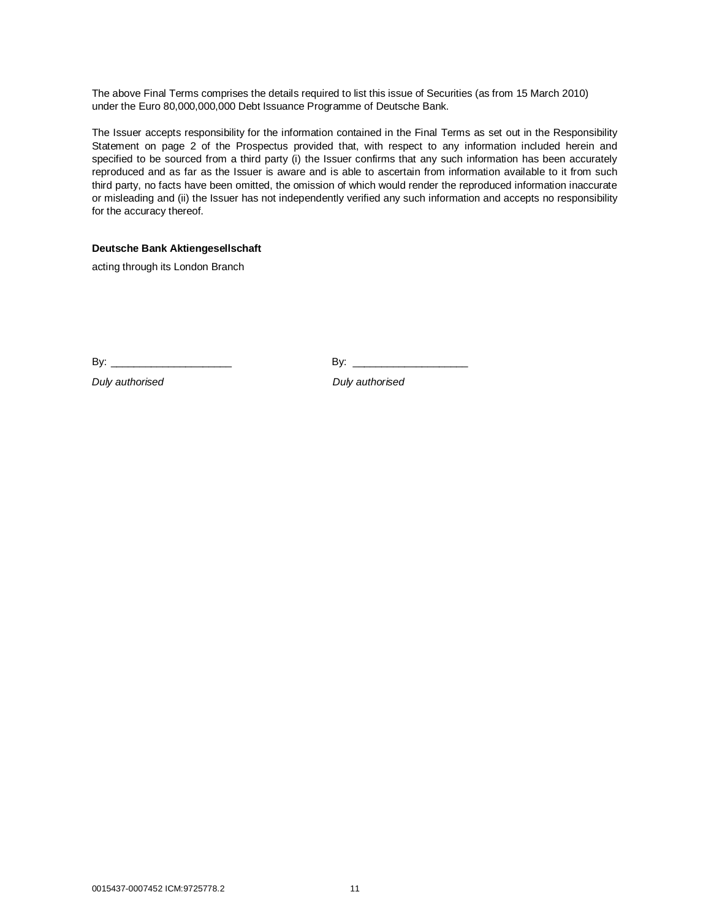The above Final Terms comprises the details required to list this issue of Securities (as from 15 March 2010) under the Euro 80,000,000,000 Debt Issuance Programme of Deutsche Bank.

The Issuer accepts responsibility for the information contained in the Final Terms as set out in the Responsibility Statement on page 2 of the Prospectus provided that, with respect to any information included herein and specified to be sourced from a third party (i) the Issuer confirms that any such information has been accurately reproduced and as far as the Issuer is aware and is able to ascertain from information available to it from such third party, no facts have been omitted, the omission of which would render the reproduced information inaccurate or misleading and (ii) the Issuer has not independently verified any such information and accepts no responsibility for the accuracy thereof.

**Deutsche Bank Aktiengesellschaft**

acting through its London Branch

By: ____________________

*Duly authorised*

By: ____________________

*Duly authorised*

0015437-0007452 ICM:9725778.2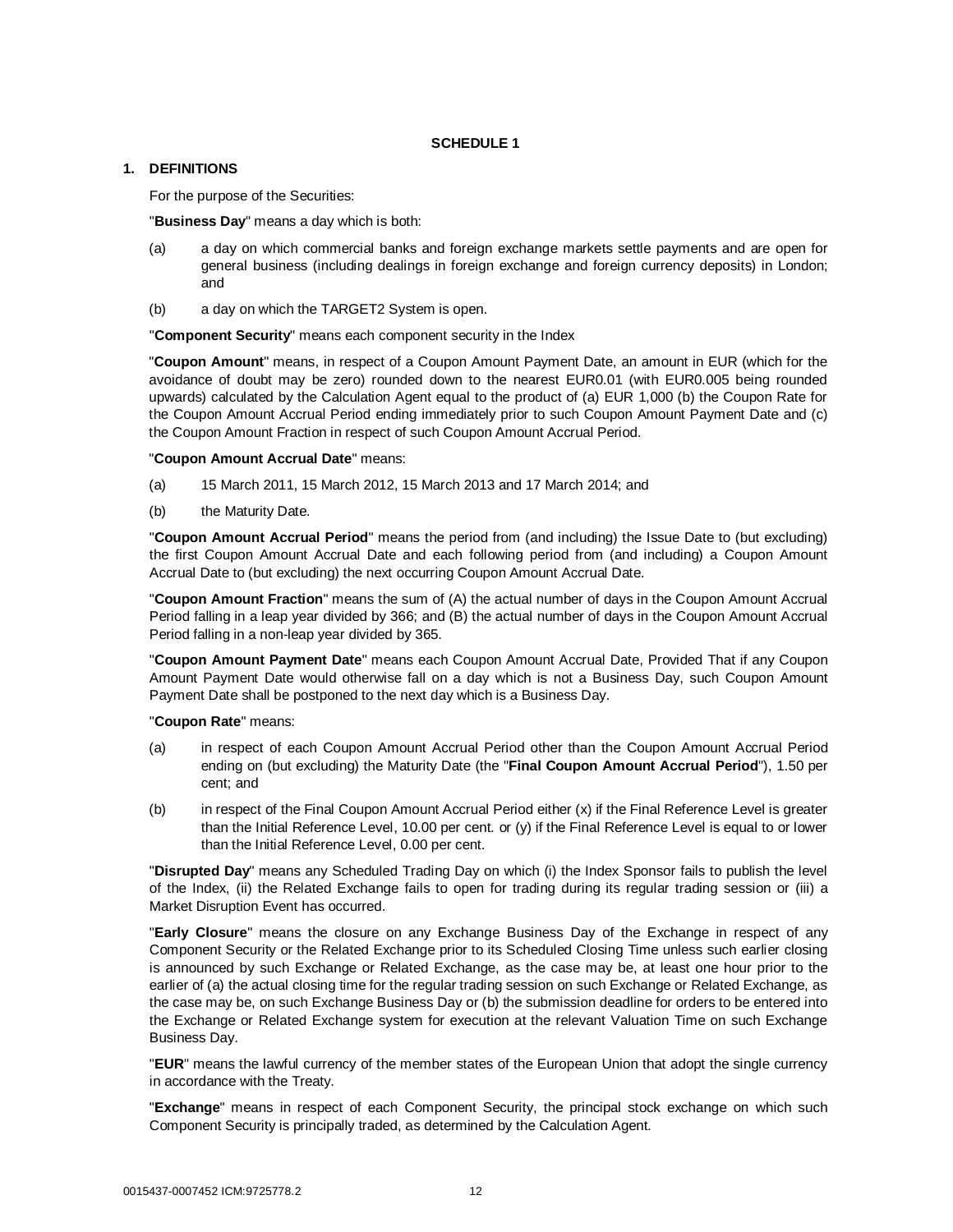## SCHEDULE 1

### 1. DEFINITIONS

For the purpose of the Securities:

"**Business Day**" means a day which is both:

(a) a day on which commercial banks and foreign exchange markets settle payments and are open for general business (including dealings in foreign exchange and foreign currency deposits) in London; and

(b) a day on which the TARGET2 System is open.

"**Component Security**" means each component security in the Index

"**Coupon Amount**" means, in respect of a Coupon Amount Payment Date, an amount in EUR (which for the avoidance of doubt may be zero) rounded down to the nearest EUR0.01 (with EUR0.005 being rounded upwards) calculated by the Calculation Agent equal to the product of (a) EUR 1,000 (b) the Coupon Rate for the Coupon Amount Accrual Period ending immediately prior to such Coupon Amount Payment Date and (c) the Coupon Amount Fraction in respect of such Coupon Amount Accrual Period.

"**Coupon Amount Accrual Date**" means:

(a) 15 March 2011, 15 March 2012, 15 March 2013 and 17 March 2014; and

(b) the Maturity Date.

"**Coupon Amount Accrual Period**" means the period from (and including) the Issue Date to (but excluding) the first Coupon Amount Accrual Date and each following period from (and including) a Coupon Amount Accrual Date to (but excluding) the next occurring Coupon Amount Accrual Date.

"**Coupon Amount Fraction**" means the sum of (A) the actual number of days in the Coupon Amount Accrual Period falling in a leap year divided by 366; and (B) the actual number of days in the Coupon Amount Accrual Period falling in a non-leap year divided by 365.

"**Coupon Amount Payment Date**" means each Coupon Amount Accrual Date, Provided That if any Coupon Amount Payment Date would otherwise fall on a day which is not a Business Day, such Coupon Amount Payment Date shall be postponed to the next day which is a Business Day.

"**Coupon Rate**" means:

(a) in respect of each Coupon Amount Accrual Period other than the Coupon Amount Accrual Period ending on (but excluding) the Maturity Date (the "**Final Coupon Amount Accrual Period**"), 1.50 per cent; and

(b) in respect of the Final Coupon Amount Accrual Period either (x) if the Final Reference Level is greater than the Initial Reference Level, 10.00 per cent. or (y) if the Final Reference Level is equal to or lower than the Initial Reference Level, 0.00 per cent.

"**Disrupted Day**" means any Scheduled Trading Day on which (i) the Index Sponsor fails to publish the level of the Index, (ii) the Related Exchange fails to open for trading during its regular trading session or (iii) a Market Disruption Event has occurred.

"**Early Closure**" means the closure on any Exchange Business Day of the Exchange in respect of any Component Security or the Related Exchange prior to its Scheduled Closing Time unless such earlier closing is announced by such Exchange or Related Exchange, as the case may be, at least one hour prior to the earlier of (a) the actual closing time for the regular trading session on such Exchange or Related Exchange, as the case may be, on such Exchange Business Day or (b) the submission deadline for orders to be entered into the Exchange or Related Exchange system for execution at the relevant Valuation Time on such Exchange Business Day.

"**EUR**" means the lawful currency of the member states of the European Union that adopt the single currency in accordance with the Treaty.

"**Exchange**" means in respect of each Component Security, the principal stock exchange on which such Component Security is principally traded, as determined by the Calculation Agent.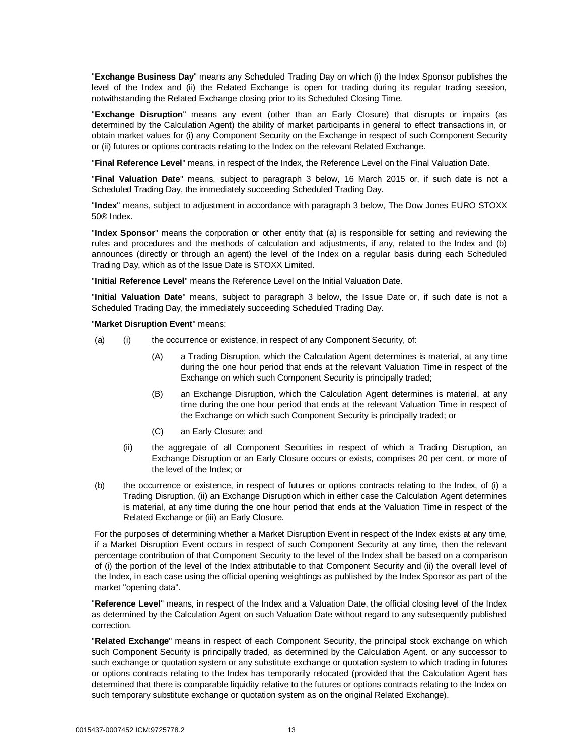"**Exchange Business Day**" means any Scheduled Trading Day on which (i) the Index Sponsor publishes the level of the Index and (ii) the Related Exchange is open for trading during its regular trading session, notwithstanding the Related Exchange closing prior to its Scheduled Closing Time.

"**Exchange Disruption**" means any event (other than an Early Closure) that disrupts or impairs (as determined by the Calculation Agent) the ability of market participants in general to effect transactions in, or obtain market values for (i) any Component Security on the Exchange in respect of such Component Security or (ii) futures or options contracts relating to the Index on the relevant Related Exchange.

"**Final Reference Level**" means, in respect of the Index, the Reference Level on the Final Valuation Date.

"**Final Valuation Date**" means, subject to paragraph 3 below, 16 March 2015 or, if such date is not a Scheduled Trading Day, the immediately succeeding Scheduled Trading Day.

"**Index**" means, subject to adjustment in accordance with paragraph 3 below, The Dow Jones EURO STOXX 50® Index.

"**Index Sponsor**" means the corporation or other entity that (a) is responsible for setting and reviewing the rules and procedures and the methods of calculation and adjustments, if any, related to the Index and (b) announces (directly or through an agent) the level of the Index on a regular basis during each Scheduled Trading Day, which as of the Issue Date is STOXX Limited.

"**Initial Reference Level**" means the Reference Level on the Initial Valuation Date.

"**Initial Valuation Date**" means, subject to paragraph 3 below, the Issue Date or, if such date is not a Scheduled Trading Day, the immediately succeeding Scheduled Trading Day.

"**Market Disruption Event**" means:

(a) (i) the occurrence or existence, in respect of any Component Security, of:

(A) a Trading Disruption, which the Calculation Agent determines is material, at any time during the one hour period that ends at the relevant Valuation Time in respect of the Exchange on which such Component Security is principally traded;

(B) an Exchange Disruption, which the Calculation Agent determines is material, at any time during the one hour period that ends at the relevant Valuation Time in respect of the Exchange on which such Component Security is principally traded; or

(C) an Early Closure; and

(ii) the aggregate of all Component Securities in respect of which a Trading Disruption, an Exchange Disruption or an Early Closure occurs or exists, comprises 20 per cent. or more of the level of the Index; or

(b) the occurrence or existence, in respect of futures or options contracts relating to the Index, of (i) a Trading Disruption, (ii) an Exchange Disruption which in either case the Calculation Agent determines is material, at any time during the one hour period that ends at the Valuation Time in respect of the Related Exchange or (iii) an Early Closure.

For the purposes of determining whether a Market Disruption Event in respect of the Index exists at any time, if a Market Disruption Event occurs in respect of such Component Security at any time, then the relevant percentage contribution of that Component Security to the level of the Index shall be based on a comparison of (i) the portion of the level of the Index attributable to that Component Security and (ii) the overall level of the Index, in each case using the official opening weightings as published by the Index Sponsor as part of the market "opening data".

"**Reference Level**" means, in respect of the Index and a Valuation Date, the official closing level of the Index as determined by the Calculation Agent on such Valuation Date without regard to any subsequently published correction.

"**Related Exchange**" means in respect of each Component Security, the principal stock exchange on which such Component Security is principally traded, as determined by the Calculation Agent. or any successor to such exchange or quotation system or any substitute exchange or quotation system to which trading in futures or options contracts relating to the Index has temporarily relocated (provided that the Calculation Agent has determined that there is comparable liquidity relative to the futures or options contracts relating to the Index on such temporary substitute exchange or quotation system as on the original Related Exchange).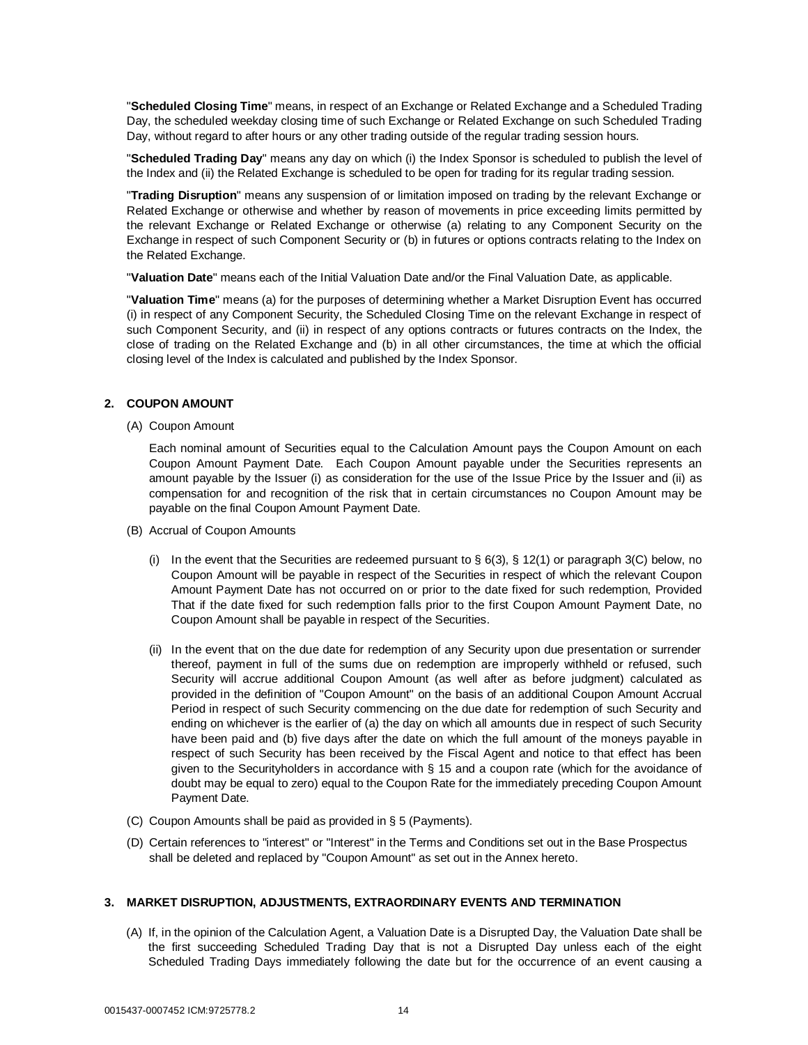"**Scheduled Closing Time**" means, in respect of an Exchange or Related Exchange and a Scheduled Trading Day, the scheduled weekday closing time of such Exchange or Related Exchange on such Scheduled Trading Day, without regard to after hours or any other trading outside of the regular trading session hours.

"**Scheduled Trading Day**" means any day on which (i) the Index Sponsor is scheduled to publish the level of the Index and (ii) the Related Exchange is scheduled to be open for trading for its regular trading session.

"**Trading Disruption**" means any suspension of or limitation imposed on trading by the relevant Exchange or Related Exchange or otherwise and whether by reason of movements in price exceeding limits permitted by the relevant Exchange or Related Exchange or otherwise (a) relating to any Component Security on the Exchange in respect of such Component Security or (b) in futures or options contracts relating to the Index on the Related Exchange.

"**Valuation Date**" means each of the Initial Valuation Date and/or the Final Valuation Date, as applicable.

"**Valuation Time**" means (a) for the purposes of determining whether a Market Disruption Event has occurred (i) in respect of any Component Security, the Scheduled Closing Time on the relevant Exchange in respect of such Component Security, and (ii) in respect of any options contracts or futures contracts on the Index, the close of trading on the Related Exchange and (b) in all other circumstances, the time at which the official closing level of the Index is calculated and published by the Index Sponsor.

## 2. COUPON AMOUNT

(A) Coupon Amount

Each nominal amount of Securities equal to the Calculation Amount pays the Coupon Amount on each Coupon Amount Payment Date. Each Coupon Amount payable under the Securities represents an amount payable by the Issuer (i) as consideration for the use of the Issue Price by the Issuer and (ii) as compensation for and recognition of the risk that in certain circumstances no Coupon Amount may be payable on the final Coupon Amount Payment Date.

(B) Accrual of Coupon Amounts

(i) In the event that the Securities are redeemed pursuant to § 6(3), § 12(1) or paragraph 3(C) below, no Coupon Amount will be payable in respect of the Securities in respect of which the relevant Coupon Amount Payment Date has not occurred on or prior to the date fixed for such redemption, Provided That if the date fixed for such redemption falls prior to the first Coupon Amount Payment Date, no Coupon Amount shall be payable in respect of the Securities.

(ii) In the event that on the due date for redemption of any Security upon due presentation or surrender thereof, payment in full of the sums due on redemption are improperly withheld or refused, such Security will accrue additional Coupon Amount (as well after as before judgment) calculated as provided in the definition of "Coupon Amount" on the basis of an additional Coupon Amount Accrual Period in respect of such Security commencing on the due date for redemption of such Security and ending on whichever is the earlier of (a) the day on which all amounts due in respect of such Security have been paid and (b) five days after the date on which the full amount of the moneys payable in respect of such Security has been received by the Fiscal Agent and notice to that effect has been given to the Securityholders in accordance with § 15 and a coupon rate (which for the avoidance of doubt may be equal to zero) equal to the Coupon Rate for the immediately preceding Coupon Amount Payment Date.

(C) Coupon Amounts shall be paid as provided in § 5 (Payments).

(D) Certain references to "interest" or "Interest" in the Terms and Conditions set out in the Base Prospectus shall be deleted and replaced by "Coupon Amount" as set out in the Annex hereto.

## 3. MARKET DISRUPTION, ADJUSTMENTS, EXTRAORDINARY EVENTS AND TERMINATION

(A) If, in the opinion of the Calculation Agent, a Valuation Date is a Disrupted Day, the Valuation Date shall be the first succeeding Scheduled Trading Day that is not a Disrupted Day unless each of the eight Scheduled Trading Days immediately following the date but for the occurrence of an event causing a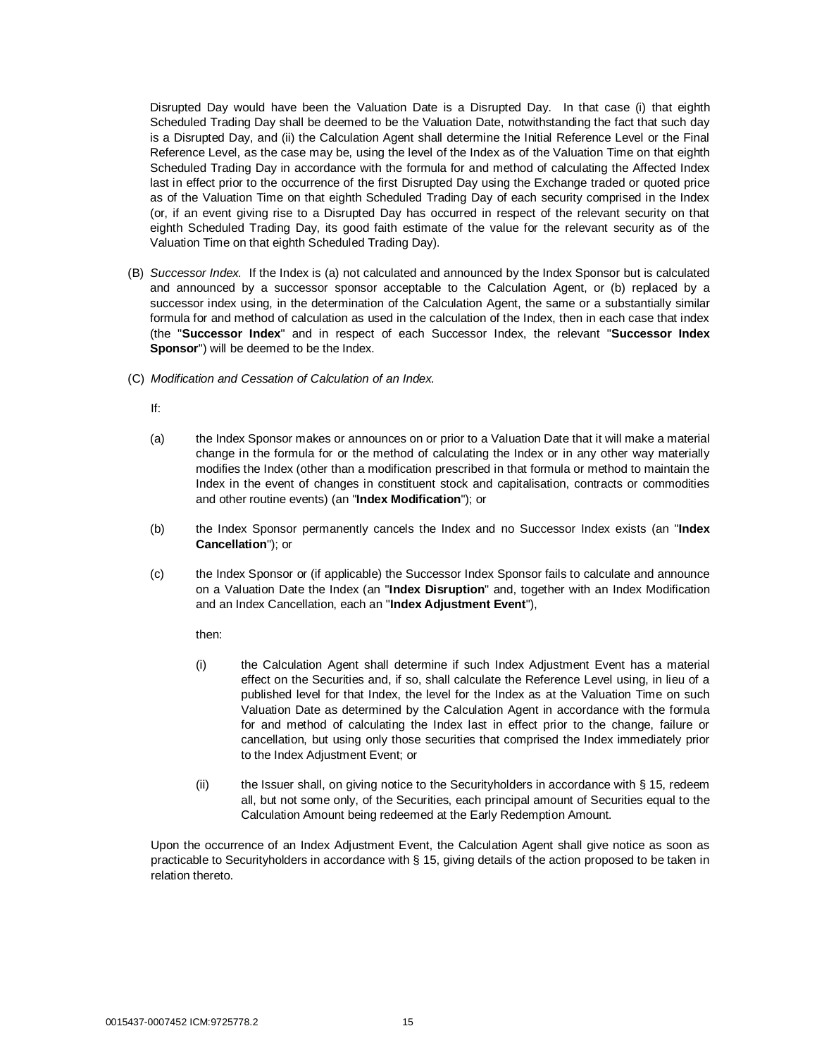Disrupted Day would have been the Valuation Date is a Disrupted Day. In that case (i) that eighth Scheduled Trading Day shall be deemed to be the Valuation Date, notwithstanding the fact that such day is a Disrupted Day, and (ii) the Calculation Agent shall determine the Initial Reference Level or the Final Reference Level, as the case may be, using the level of the Index as of the Valuation Time on that eighth Scheduled Trading Day in accordance with the formula for and method of calculating the Affected Index last in effect prior to the occurrence of the first Disrupted Day using the Exchange traded or quoted price as of the Valuation Time on that eighth Scheduled Trading Day of each security comprised in the Index (or, if an event giving rise to a Disrupted Day has occurred in respect of the relevant security on that eighth Scheduled Trading Day, its good faith estimate of the value for the relevant security as of the Valuation Time on that eighth Scheduled Trading Day).

(B) *Successor Index.* If the Index is (a) not calculated and announced by the Index Sponsor but is calculated and announced by a successor sponsor acceptable to the Calculation Agent, or (b) replaced by a successor index using, in the determination of the Calculation Agent, the same or a substantially similar formula for and method of calculation as used in the calculation of the Index, then in each case that index (the "**Successor Index**" and in respect of each Successor Index, the relevant "**Successor Index Sponsor**") will be deemed to be the Index.

(C) *Modification and Cessation of Calculation of an Index.*

If:

(a) the Index Sponsor makes or announces on or prior to a Valuation Date that it will make a material change in the formula for or the method of calculating the Index or in any other way materially modifies the Index (other than a modification prescribed in that formula or method to maintain the Index in the event of changes in constituent stock and capitalisation, contracts or commodities and other routine events) (an "**Index Modification**"); or

(b) the Index Sponsor permanently cancels the Index and no Successor Index exists (an "**Index Cancellation**"); or

(c) the Index Sponsor or (if applicable) the Successor Index Sponsor fails to calculate and announce on a Valuation Date the Index (an "**Index Disruption**" and, together with an Index Modification and an Index Cancellation, each an "**Index Adjustment Event**"),

then:

(i) the Calculation Agent shall determine if such Index Adjustment Event has a material effect on the Securities and, if so, shall calculate the Reference Level using, in lieu of a published level for that Index, the level for the Index as at the Valuation Time on such Valuation Date as determined by the Calculation Agent in accordance with the formula for and method of calculating the Index last in effect prior to the change, failure or cancellation, but using only those securities that comprised the Index immediately prior to the Index Adjustment Event; or

(ii) the Issuer shall, on giving notice to the Securityholders in accordance with § 15, redeem all, but not some only, of the Securities, each principal amount of Securities equal to the Calculation Amount being redeemed at the Early Redemption Amount.

Upon the occurrence of an Index Adjustment Event, the Calculation Agent shall give notice as soon as practicable to Securityholders in accordance with § 15, giving details of the action proposed to be taken in relation thereto.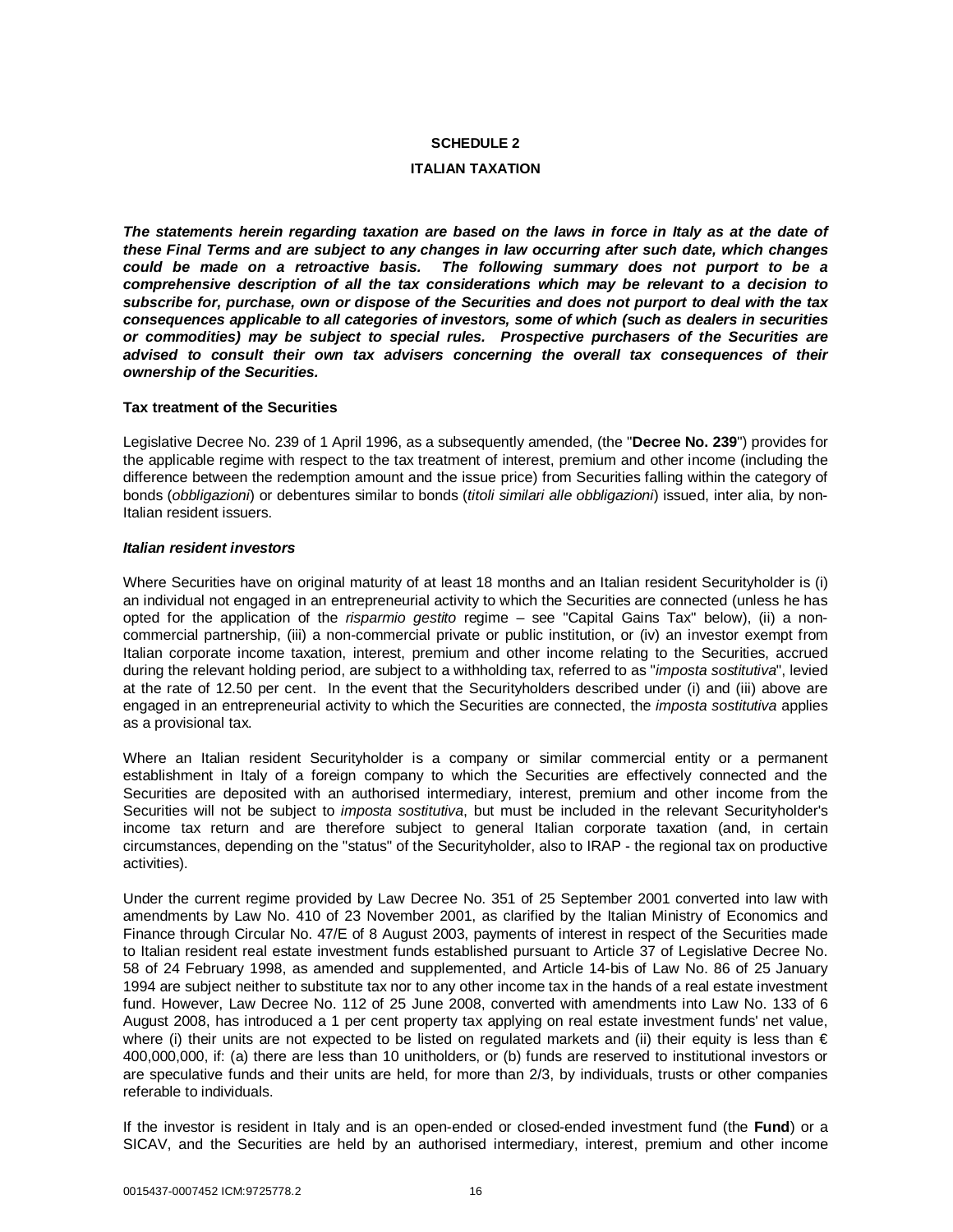## SCHEDULE 2

## ITALIAN TAXATION

***The statements herein regarding taxation are based on the laws in force in Italy as at the date of these Final Terms and are subject to any changes in law occurring after such date, which changes could be made on a retroactive basis. The following summary does not purport to be a comprehensive description of all the tax considerations which may be relevant to a decision to subscribe for, purchase, own or dispose of the Securities and does not purport to deal with the tax consequences applicable to all categories of investors, some of which (such as dealers in securities or commodities) may be subject to special rules. Prospective purchasers of the Securities are advised to consult their own tax advisers concerning the overall tax consequences of their ownership of the Securities.***

**Tax treatment of the Securities**

Legislative Decree No. 239 of 1 April 1996, as a subsequently amended, (the "**Decree No. 239**") provides for the applicable regime with respect to the tax treatment of interest, premium and other income (including the difference between the redemption amount and the issue price) from Securities falling within the category of bonds (*obbligazioni*) or debentures similar to bonds (*titoli similari alle obbligazioni*) issued, inter alia, by non-Italian resident issuers.

***Italian resident investors***

Where Securities have on original maturity of at least 18 months and an Italian resident Securityholder is (i) an individual not engaged in an entrepreneurial activity to which the Securities are connected (unless he has opted for the application of the *risparmio gestito* regime – see "Capital Gains Tax" below), (ii) a non-commercial partnership, (iii) a non-commercial private or public institution, or (iv) an investor exempt from Italian corporate income taxation, interest, premium and other income relating to the Securities, accrued during the relevant holding period, are subject to a withholding tax, referred to as "*imposta sostitutiva*", levied at the rate of 12.50 per cent. In the event that the Securityholders described under (i) and (iii) above are engaged in an entrepreneurial activity to which the Securities are connected, the *imposta sostitutiva* applies as a provisional tax.

Where an Italian resident Securityholder is a company or similar commercial entity or a permanent establishment in Italy of a foreign company to which the Securities are effectively connected and the Securities are deposited with an authorised intermediary, interest, premium and other income from the Securities will not be subject to *imposta sostitutiva*, but must be included in the relevant Securityholder's income tax return and are therefore subject to general Italian corporate taxation (and, in certain circumstances, depending on the "status" of the Securityholder, also to IRAP - the regional tax on productive activities).

Under the current regime provided by Law Decree No. 351 of 25 September 2001 converted into law with amendments by Law No. 410 of 23 November 2001, as clarified by the Italian Ministry of Economics and Finance through Circular No. 47/E of 8 August 2003, payments of interest in respect of the Securities made to Italian resident real estate investment funds established pursuant to Article 37 of Legislative Decree No. 58 of 24 February 1998, as amended and supplemented, and Article 14-bis of Law No. 86 of 25 January 1994 are subject neither to substitute tax nor to any other income tax in the hands of a real estate investment fund. However, Law Decree No. 112 of 25 June 2008, converted with amendments into Law No. 133 of 6 August 2008, has introduced a 1 per cent property tax applying on real estate investment funds' net value, where (i) their units are not expected to be listed on regulated markets and (ii) their equity is less than € 400,000,000, if: (a) there are less than 10 unitholders, or (b) funds are reserved to institutional investors or are speculative funds and their units are held, for more than 2/3, by individuals, trusts or other companies referable to individuals.

If the investor is resident in Italy and is an open-ended or closed-ended investment fund (the **Fund**) or a SICAV, and the Securities are held by an authorised intermediary, interest, premium and other income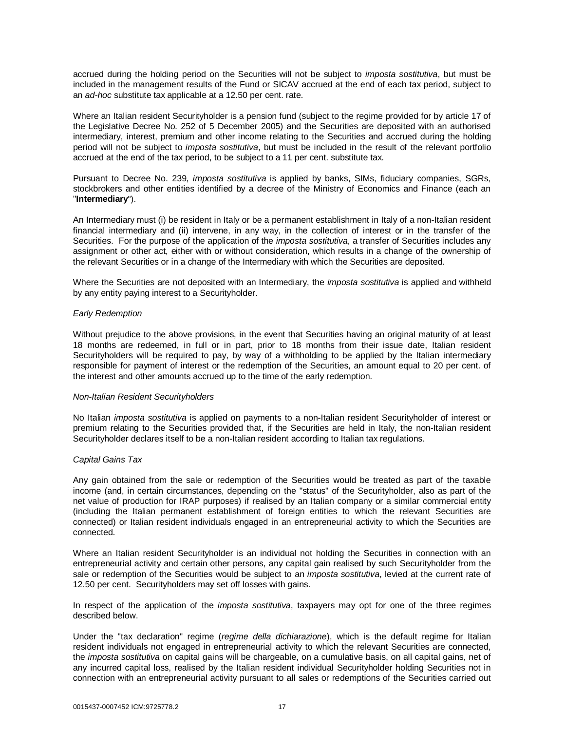accrued during the holding period on the Securities will not be subject to *imposta sostitutiva*, but must be included in the management results of the Fund or SICAV accrued at the end of each tax period, subject to an *ad-hoc* substitute tax applicable at a 12.50 per cent. rate.

Where an Italian resident Securityholder is a pension fund (subject to the regime provided for by article 17 of the Legislative Decree No. 252 of 5 December 2005) and the Securities are deposited with an authorised intermediary, interest, premium and other income relating to the Securities and accrued during the holding period will not be subject to *imposta sostitutiva*, but must be included in the result of the relevant portfolio accrued at the end of the tax period, to be subject to a 11 per cent. substitute tax.

Pursuant to Decree No. 239, *imposta sostitutiva* is applied by banks, SIMs, fiduciary companies, SGRs, stockbrokers and other entities identified by a decree of the Ministry of Economics and Finance (each an "**Intermediary**").

An Intermediary must (i) be resident in Italy or be a permanent establishment in Italy of a non-Italian resident financial intermediary and (ii) intervene, in any way, in the collection of interest or in the transfer of the Securities. For the purpose of the application of the *imposta sostitutiva*, a transfer of Securities includes any assignment or other act, either with or without consideration, which results in a change of the ownership of the relevant Securities or in a change of the Intermediary with which the Securities are deposited.

Where the Securities are not deposited with an Intermediary, the *imposta sostitutiva* is applied and withheld by any entity paying interest to a Securityholder.

*Early Redemption*

Without prejudice to the above provisions, in the event that Securities having an original maturity of at least 18 months are redeemed, in full or in part, prior to 18 months from their issue date, Italian resident Securityholders will be required to pay, by way of a withholding to be applied by the Italian intermediary responsible for payment of interest or the redemption of the Securities, an amount equal to 20 per cent. of the interest and other amounts accrued up to the time of the early redemption.

*Non-Italian Resident Securityholders*

No Italian *imposta sostitutiva* is applied on payments to a non-Italian resident Securityholder of interest or premium relating to the Securities provided that, if the Securities are held in Italy, the non-Italian resident Securityholder declares itself to be a non-Italian resident according to Italian tax regulations.

*Capital Gains Tax*

Any gain obtained from the sale or redemption of the Securities would be treated as part of the taxable income (and, in certain circumstances, depending on the "status" of the Securityholder, also as part of the net value of production for IRAP purposes) if realised by an Italian company or a similar commercial entity (including the Italian permanent establishment of foreign entities to which the relevant Securities are connected) or Italian resident individuals engaged in an entrepreneurial activity to which the Securities are connected.

Where an Italian resident Securityholder is an individual not holding the Securities in connection with an entrepreneurial activity and certain other persons, any capital gain realised by such Securityholder from the sale or redemption of the Securities would be subject to an *imposta sostitutiva*, levied at the current rate of 12.50 per cent. Securityholders may set off losses with gains.

In respect of the application of the *imposta sostitutiva*, taxpayers may opt for one of the three regimes described below.

Under the "tax declaration" regime (*regime della dichiarazione*), which is the default regime for Italian resident individuals not engaged in entrepreneurial activity to which the relevant Securities are connected, the *imposta sostitutiva* on capital gains will be chargeable, on a cumulative basis, on all capital gains, net of any incurred capital loss, realised by the Italian resident individual Securityholder holding Securities not in connection with an entrepreneurial activity pursuant to all sales or redemptions of the Securities carried out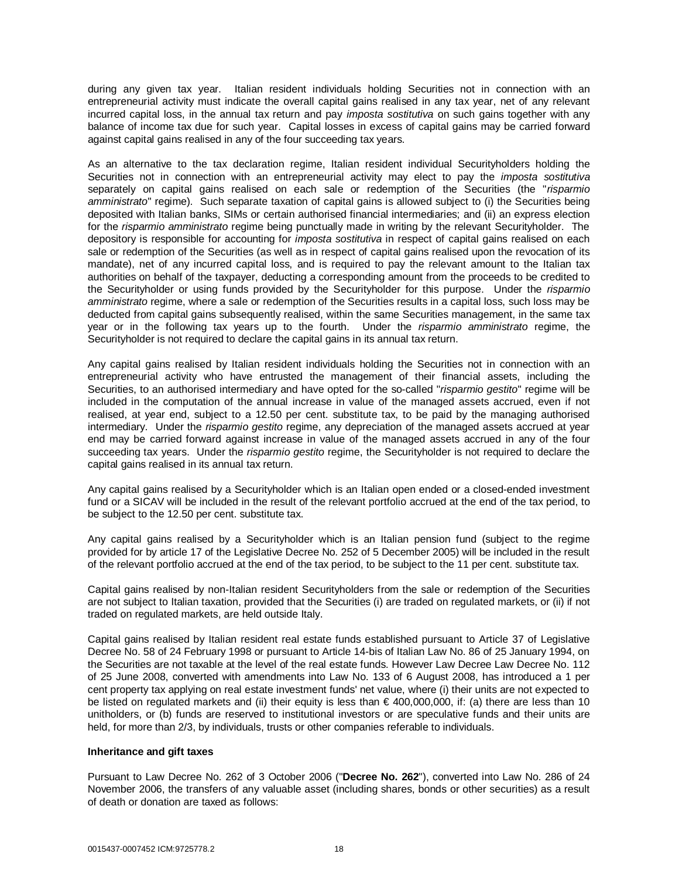during any given tax year. Italian resident individuals holding Securities not in connection with an entrepreneurial activity must indicate the overall capital gains realised in any tax year, net of any relevant incurred capital loss, in the annual tax return and pay *imposta sostitutiva* on such gains together with any balance of income tax due for such year. Capital losses in excess of capital gains may be carried forward against capital gains realised in any of the four succeeding tax years.

As an alternative to the tax declaration regime, Italian resident individual Securityholders holding the Securities not in connection with an entrepreneurial activity may elect to pay the *imposta sostitutiva* separately on capital gains realised on each sale or redemption of the Securities (the "*risparmio amministrato*" regime). Such separate taxation of capital gains is allowed subject to (i) the Securities being deposited with Italian banks, SIMs or certain authorised financial intermediaries; and (ii) an express election for the *risparmio amministrato* regime being punctually made in writing by the relevant Securityholder. The depository is responsible for accounting for *imposta sostitutiva* in respect of capital gains realised on each sale or redemption of the Securities (as well as in respect of capital gains realised upon the revocation of its mandate), net of any incurred capital loss, and is required to pay the relevant amount to the Italian tax authorities on behalf of the taxpayer, deducting a corresponding amount from the proceeds to be credited to the Securityholder or using funds provided by the Securityholder for this purpose. Under the *risparmio amministrato* regime, where a sale or redemption of the Securities results in a capital loss, such loss may be deducted from capital gains subsequently realised, within the same Securities management, in the same tax year or in the following tax years up to the fourth. Under the *risparmio amministrato* regime, the Securityholder is not required to declare the capital gains in its annual tax return.

Any capital gains realised by Italian resident individuals holding the Securities not in connection with an entrepreneurial activity who have entrusted the management of their financial assets, including the Securities, to an authorised intermediary and have opted for the so-called "*risparmio gestito*" regime will be included in the computation of the annual increase in value of the managed assets accrued, even if not realised, at year end, subject to a 12.50 per cent. substitute tax, to be paid by the managing authorised intermediary. Under the *risparmio gestito* regime, any depreciation of the managed assets accrued at year end may be carried forward against increase in value of the managed assets accrued in any of the four succeeding tax years. Under the *risparmio gestito* regime, the Securityholder is not required to declare the capital gains realised in its annual tax return.

Any capital gains realised by a Securityholder which is an Italian open ended or a closed-ended investment fund or a SICAV will be included in the result of the relevant portfolio accrued at the end of the tax period, to be subject to the 12.50 per cent. substitute tax.

Any capital gains realised by a Securityholder which is an Italian pension fund (subject to the regime provided for by article 17 of the Legislative Decree No. 252 of 5 December 2005) will be included in the result of the relevant portfolio accrued at the end of the tax period, to be subject to the 11 per cent. substitute tax.

Capital gains realised by non-Italian resident Securityholders from the sale or redemption of the Securities are not subject to Italian taxation, provided that the Securities (i) are traded on regulated markets, or (ii) if not traded on regulated markets, are held outside Italy.

Capital gains realised by Italian resident real estate funds established pursuant to Article 37 of Legislative Decree No. 58 of 24 February 1998 or pursuant to Article 14-bis of Italian Law No. 86 of 25 January 1994, on the Securities are not taxable at the level of the real estate funds. However Law Decree Law Decree No. 112 of 25 June 2008, converted with amendments into Law No. 133 of 6 August 2008, has introduced a 1 per cent property tax applying on real estate investment funds' net value, where (i) their units are not expected to be listed on regulated markets and (ii) their equity is less than € 400,000,000, if: (a) there are less than 10 unitholders, or (b) funds are reserved to institutional investors or are speculative funds and their units are held, for more than 2/3, by individuals, trusts or other companies referable to individuals.

**Inheritance and gift taxes**

Pursuant to Law Decree No. 262 of 3 October 2006 ("**Decree No. 262**"), converted into Law No. 286 of 24 November 2006, the transfers of any valuable asset (including shares, bonds or other securities) as a result of death or donation are taxed as follows: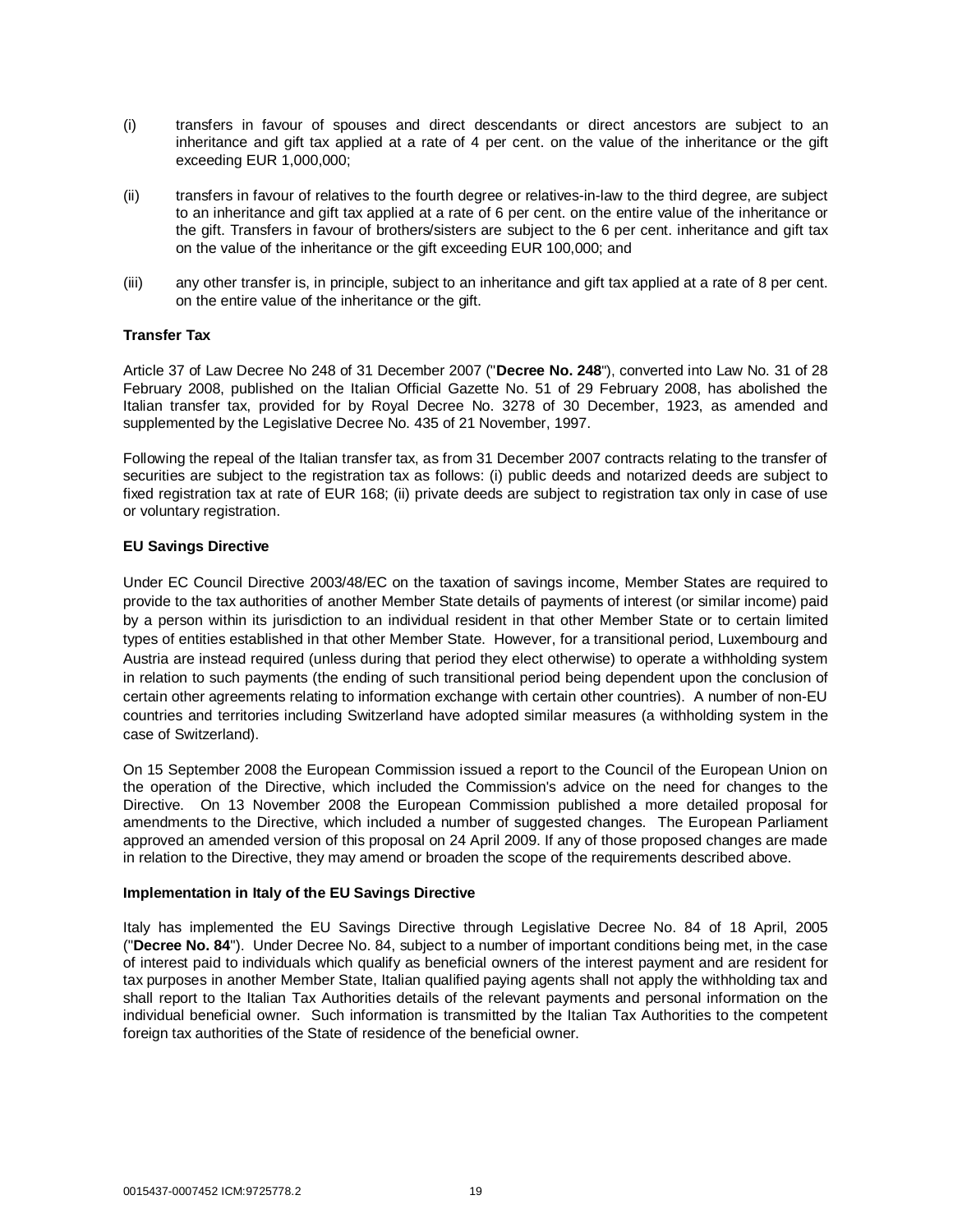(i) transfers in favour of spouses and direct descendants or direct ancestors are subject to an inheritance and gift tax applied at a rate of 4 per cent. on the value of the inheritance or the gift exceeding EUR 1,000,000;

(ii) transfers in favour of relatives to the fourth degree or relatives-in-law to the third degree, are subject to an inheritance and gift tax applied at a rate of 6 per cent. on the entire value of the inheritance or the gift. Transfers in favour of brothers/sisters are subject to the 6 per cent. inheritance and gift tax on the value of the inheritance or the gift exceeding EUR 100,000; and

(iii) any other transfer is, in principle, subject to an inheritance and gift tax applied at a rate of 8 per cent. on the entire value of the inheritance or the gift.

**Transfer Tax**

Article 37 of Law Decree No 248 of 31 December 2007 ("**Decree No. 248**"), converted into Law No. 31 of 28 February 2008, published on the Italian Official Gazette No. 51 of 29 February 2008, has abolished the Italian transfer tax, provided for by Royal Decree No. 3278 of 30 December, 1923, as amended and supplemented by the Legislative Decree No. 435 of 21 November, 1997.

Following the repeal of the Italian transfer tax, as from 31 December 2007 contracts relating to the transfer of securities are subject to the registration tax as follows: (i) public deeds and notarized deeds are subject to fixed registration tax at rate of EUR 168; (ii) private deeds are subject to registration tax only in case of use or voluntary registration.

**EU Savings Directive**

Under EC Council Directive 2003/48/EC on the taxation of savings income, Member States are required to provide to the tax authorities of another Member State details of payments of interest (or similar income) paid by a person within its jurisdiction to an individual resident in that other Member State or to certain limited types of entities established in that other Member State. However, for a transitional period, Luxembourg and Austria are instead required (unless during that period they elect otherwise) to operate a withholding system in relation to such payments (the ending of such transitional period being dependent upon the conclusion of certain other agreements relating to information exchange with certain other countries). A number of non-EU countries and territories including Switzerland have adopted similar measures (a withholding system in the case of Switzerland).

On 15 September 2008 the European Commission issued a report to the Council of the European Union on the operation of the Directive, which included the Commission's advice on the need for changes to the Directive. On 13 November 2008 the European Commission published a more detailed proposal for amendments to the Directive, which included a number of suggested changes. The European Parliament approved an amended version of this proposal on 24 April 2009. If any of those proposed changes are made in relation to the Directive, they may amend or broaden the scope of the requirements described above.

**Implementation in Italy of the EU Savings Directive**

Italy has implemented the EU Savings Directive through Legislative Decree No. 84 of 18 April, 2005 ("**Decree No. 84**"). Under Decree No. 84, subject to a number of important conditions being met, in the case of interest paid to individuals which qualify as beneficial owners of the interest payment and are resident for tax purposes in another Member State, Italian qualified paying agents shall not apply the withholding tax and shall report to the Italian Tax Authorities details of the relevant payments and personal information on the individual beneficial owner. Such information is transmitted by the Italian Tax Authorities to the competent foreign tax authorities of the State of residence of the beneficial owner.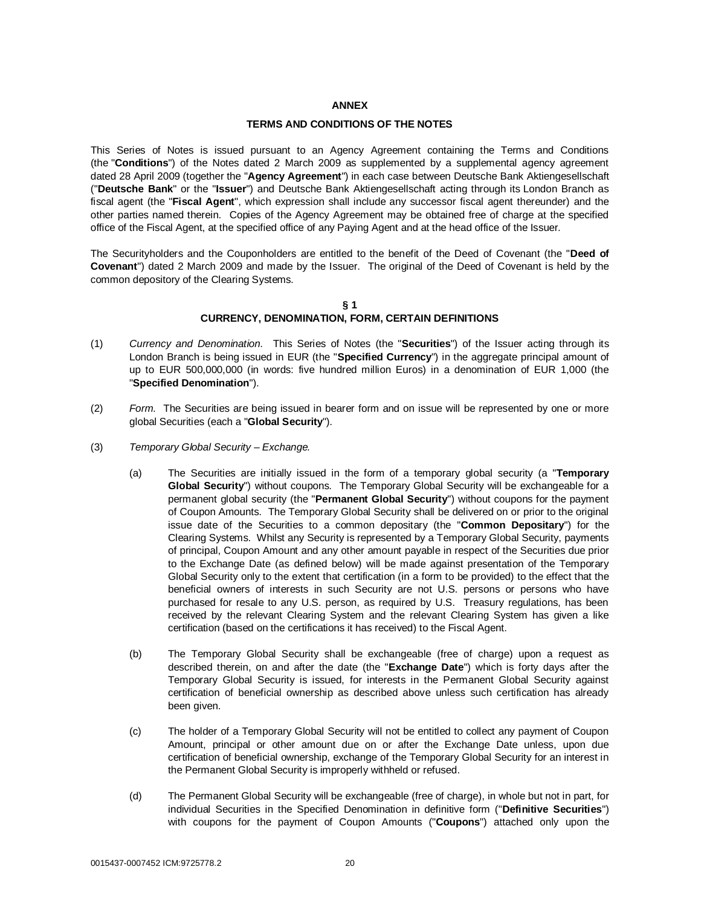**ANNEX**

**TERMS AND CONDITIONS OF THE NOTES**

This Series of Notes is issued pursuant to an Agency Agreement containing the Terms and Conditions (the "**Conditions**") of the Notes dated 2 March 2009 as supplemented by a supplemental agency agreement dated 28 April 2009 (together the "**Agency Agreement**") in each case between Deutsche Bank Aktiengesellschaft ("**Deutsche Bank**" or the "**Issuer**") and Deutsche Bank Aktiengesellschaft acting through its London Branch as fiscal agent (the "**Fiscal Agent**", which expression shall include any successor fiscal agent thereunder) and the other parties named therein. Copies of the Agency Agreement may be obtained free of charge at the specified office of the Fiscal Agent, at the specified office of any Paying Agent and at the head office of the Issuer.

The Securityholders and the Couponholders are entitled to the benefit of the Deed of Covenant (the "**Deed of Covenant**") dated 2 March 2009 and made by the Issuer. The original of the Deed of Covenant is held by the common depository of the Clearing Systems.

**§ 1**
**CURRENCY, DENOMINATION, FORM, CERTAIN DEFINITIONS**

(1) *Currency and Denomination*. This Series of Notes (the "**Securities**") of the Issuer acting through its London Branch is being issued in EUR (the "**Specified Currency**") in the aggregate principal amount of up to EUR 500,000,000 (in words: five hundred million Euros) in a denomination of EUR 1,000 (the "**Specified Denomination**").

(2) *Form*. The Securities are being issued in bearer form and on issue will be represented by one or more global Securities (each a "**Global Security**").

(3) *Temporary Global Security – Exchange.*

(a) The Securities are initially issued in the form of a temporary global security (a "**Temporary Global Security**") without coupons. The Temporary Global Security will be exchangeable for a permanent global security (the "**Permanent Global Security**") without coupons for the payment of Coupon Amounts. The Temporary Global Security shall be delivered on or prior to the original issue date of the Securities to a common depositary (the "**Common Depositary**") for the Clearing Systems. Whilst any Security is represented by a Temporary Global Security, payments of principal, Coupon Amount and any other amount payable in respect of the Securities due prior to the Exchange Date (as defined below) will be made against presentation of the Temporary Global Security only to the extent that certification (in a form to be provided) to the effect that the beneficial owners of interests in such Security are not U.S. persons or persons who have purchased for resale to any U.S. person, as required by U.S. Treasury regulations, has been received by the relevant Clearing System and the relevant Clearing System has given a like certification (based on the certifications it has received) to the Fiscal Agent.

(b) The Temporary Global Security shall be exchangeable (free of charge) upon a request as described therein, on and after the date (the "**Exchange Date**") which is forty days after the Temporary Global Security is issued, for interests in the Permanent Global Security against certification of beneficial ownership as described above unless such certification has already been given.

(c) The holder of a Temporary Global Security will not be entitled to collect any payment of Coupon Amount, principal or other amount due on or after the Exchange Date unless, upon due certification of beneficial ownership, exchange of the Temporary Global Security for an interest in the Permanent Global Security is improperly withheld or refused.

(d) The Permanent Global Security will be exchangeable (free of charge), in whole but not in part, for individual Securities in the Specified Denomination in definitive form ("**Definitive Securities**") with coupons for the payment of Coupon Amounts ("**Coupons**") attached only upon the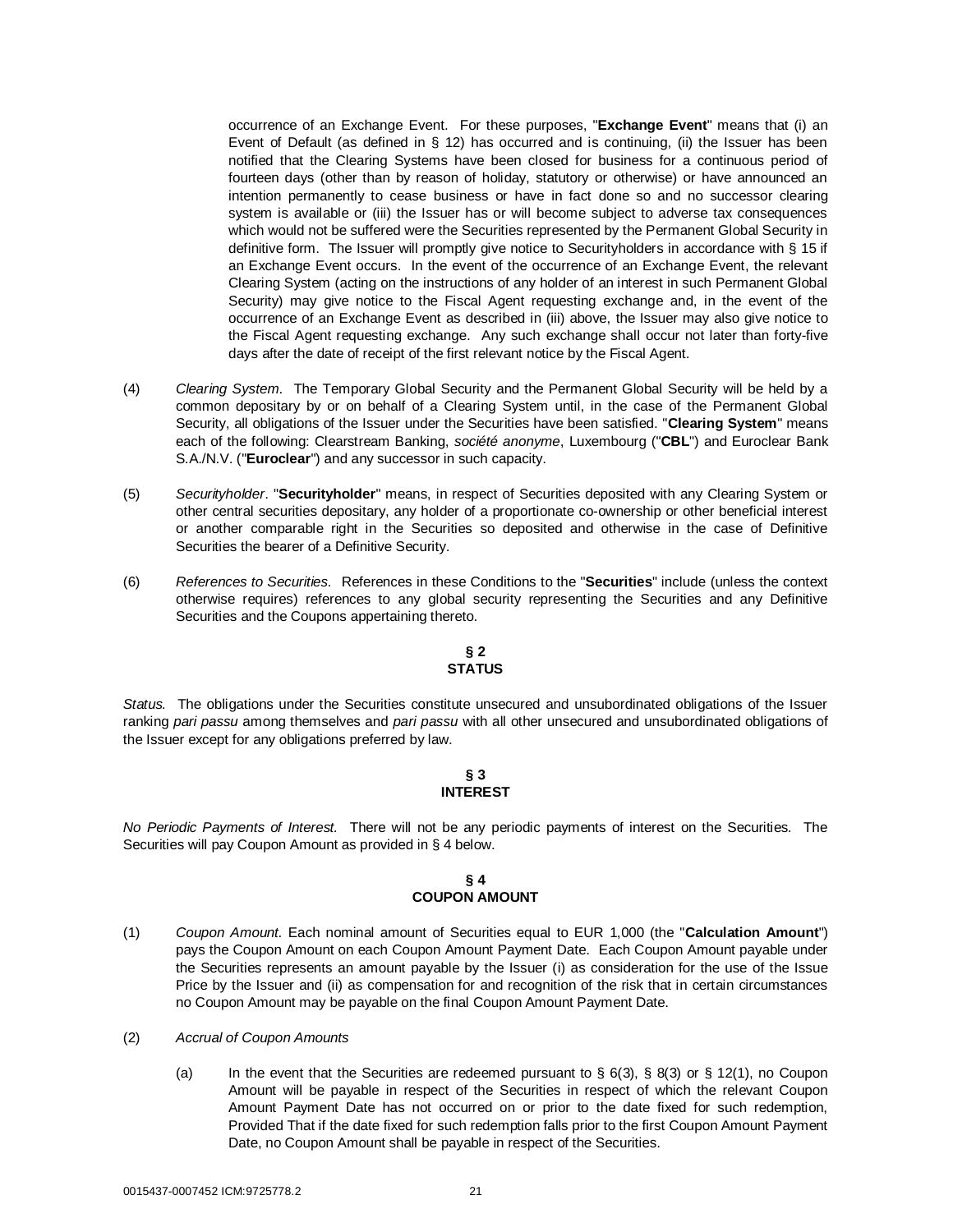occurrence of an Exchange Event. For these purposes, "**Exchange Event**" means that (i) an Event of Default (as defined in § 12) has occurred and is continuing, (ii) the Issuer has been notified that the Clearing Systems have been closed for business for a continuous period of fourteen days (other than by reason of holiday, statutory or otherwise) or have announced an intention permanently to cease business or have in fact done so and no successor clearing system is available or (iii) the Issuer has or will become subject to adverse tax consequences which would not be suffered were the Securities represented by the Permanent Global Security in definitive form. The Issuer will promptly give notice to Securityholders in accordance with § 15 if an Exchange Event occurs. In the event of the occurrence of an Exchange Event, the relevant Clearing System (acting on the instructions of any holder of an interest in such Permanent Global Security) may give notice to the Fiscal Agent requesting exchange and, in the event of the occurrence of an Exchange Event as described in (iii) above, the Issuer may also give notice to the Fiscal Agent requesting exchange. Any such exchange shall occur not later than forty-five days after the date of receipt of the first relevant notice by the Fiscal Agent.

(4) *Clearing System*. The Temporary Global Security and the Permanent Global Security will be held by a common depositary by or on behalf of a Clearing System until, in the case of the Permanent Global Security, all obligations of the Issuer under the Securities have been satisfied. "**Clearing System**" means each of the following: Clearstream Banking, *société anonyme*, Luxembourg ("**CBL**") and Euroclear Bank S.A./N.V. ("**Euroclear**") and any successor in such capacity.

(5) *Securityholder*. "**Securityholder**" means, in respect of Securities deposited with any Clearing System or other central securities depositary, any holder of a proportionate co-ownership or other beneficial interest or another comparable right in the Securities so deposited and otherwise in the case of Definitive Securities the bearer of a Definitive Security.

(6) *References to Securities*. References in these Conditions to the "**Securities**" include (unless the context otherwise requires) references to any global security representing the Securities and any Definitive Securities and the Coupons appertaining thereto.

## § 2 STATUS

*Status.* The obligations under the Securities constitute unsecured and unsubordinated obligations of the Issuer ranking *pari passu* among themselves and *pari passu* with all other unsecured and unsubordinated obligations of the Issuer except for any obligations preferred by law.

## § 3 INTEREST

*No Periodic Payments of Interest.* There will not be any periodic payments of interest on the Securities. The Securities will pay Coupon Amount as provided in § 4 below.

## § 4 COUPON AMOUNT

(1) *Coupon Amount*. Each nominal amount of Securities equal to EUR 1,000 (the "**Calculation Amount**") pays the Coupon Amount on each Coupon Amount Payment Date. Each Coupon Amount payable under the Securities represents an amount payable by the Issuer (i) as consideration for the use of the Issue Price by the Issuer and (ii) as compensation for and recognition of the risk that in certain circumstances no Coupon Amount may be payable on the final Coupon Amount Payment Date.

(2) *Accrual of Coupon Amounts*

(a) In the event that the Securities are redeemed pursuant to § 6(3), § 8(3) or § 12(1), no Coupon Amount will be payable in respect of the Securities in respect of which the relevant Coupon Amount Payment Date has not occurred on or prior to the date fixed for such redemption, Provided That if the date fixed for such redemption falls prior to the first Coupon Amount Payment Date, no Coupon Amount shall be payable in respect of the Securities.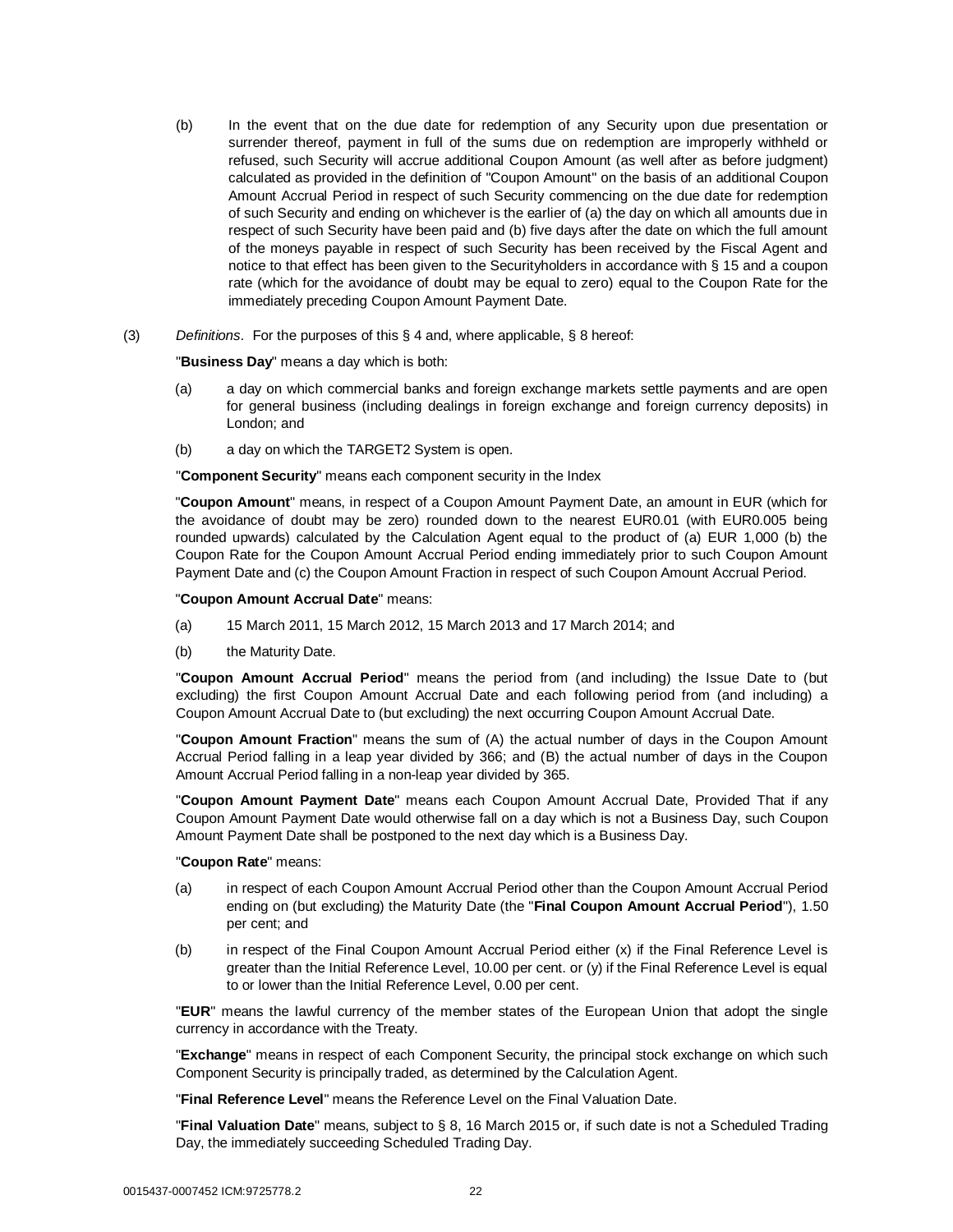(b) In the event that on the due date for redemption of any Security upon due presentation or surrender thereof, payment in full of the sums due on redemption are improperly withheld or refused, such Security will accrue additional Coupon Amount (as well after as before judgment) calculated as provided in the definition of "Coupon Amount" on the basis of an additional Coupon Amount Accrual Period in respect of such Security commencing on the due date for redemption of such Security and ending on whichever is the earlier of (a) the day on which all amounts due in respect of such Security have been paid and (b) five days after the date on which the full amount of the moneys payable in respect of such Security has been received by the Fiscal Agent and notice to that effect has been given to the Securityholders in accordance with § 15 and a coupon rate (which for the avoidance of doubt may be equal to zero) equal to the Coupon Rate for the immediately preceding Coupon Amount Payment Date.

(3) *Definitions*. For the purposes of this § 4 and, where applicable, § 8 hereof:

"**Business Day**" means a day which is both:

(a) a day on which commercial banks and foreign exchange markets settle payments and are open for general business (including dealings in foreign exchange and foreign currency deposits) in London; and

(b) a day on which the TARGET2 System is open.

"**Component Security**" means each component security in the Index

"**Coupon Amount**" means, in respect of a Coupon Amount Payment Date, an amount in EUR (which for the avoidance of doubt may be zero) rounded down to the nearest EUR0.01 (with EUR0.005 being rounded upwards) calculated by the Calculation Agent equal to the product of (a) EUR 1,000 (b) the Coupon Rate for the Coupon Amount Accrual Period ending immediately prior to such Coupon Amount Payment Date and (c) the Coupon Amount Fraction in respect of such Coupon Amount Accrual Period.

"**Coupon Amount Accrual Date**" means:

(a) 15 March 2011, 15 March 2012, 15 March 2013 and 17 March 2014; and

(b) the Maturity Date.

"**Coupon Amount Accrual Period**" means the period from (and including) the Issue Date to (but excluding) the first Coupon Amount Accrual Date and each following period from (and including) a Coupon Amount Accrual Date to (but excluding) the next occurring Coupon Amount Accrual Date.

"**Coupon Amount Fraction**" means the sum of (A) the actual number of days in the Coupon Amount Accrual Period falling in a leap year divided by 366; and (B) the actual number of days in the Coupon Amount Accrual Period falling in a non-leap year divided by 365.

"**Coupon Amount Payment Date**" means each Coupon Amount Accrual Date, Provided That if any Coupon Amount Payment Date would otherwise fall on a day which is not a Business Day, such Coupon Amount Payment Date shall be postponed to the next day which is a Business Day.

"**Coupon Rate**" means:

(a) in respect of each Coupon Amount Accrual Period other than the Coupon Amount Accrual Period ending on (but excluding) the Maturity Date (the "**Final Coupon Amount Accrual Period**"), 1.50 per cent; and

(b) in respect of the Final Coupon Amount Accrual Period either (x) if the Final Reference Level is greater than the Initial Reference Level, 10.00 per cent. or (y) if the Final Reference Level is equal to or lower than the Initial Reference Level, 0.00 per cent.

"**EUR**" means the lawful currency of the member states of the European Union that adopt the single currency in accordance with the Treaty.

"**Exchange**" means in respect of each Component Security, the principal stock exchange on which such Component Security is principally traded, as determined by the Calculation Agent.

"**Final Reference Level**" means the Reference Level on the Final Valuation Date.

"**Final Valuation Date**" means, subject to § 8, 16 March 2015 or, if such date is not a Scheduled Trading Day, the immediately succeeding Scheduled Trading Day.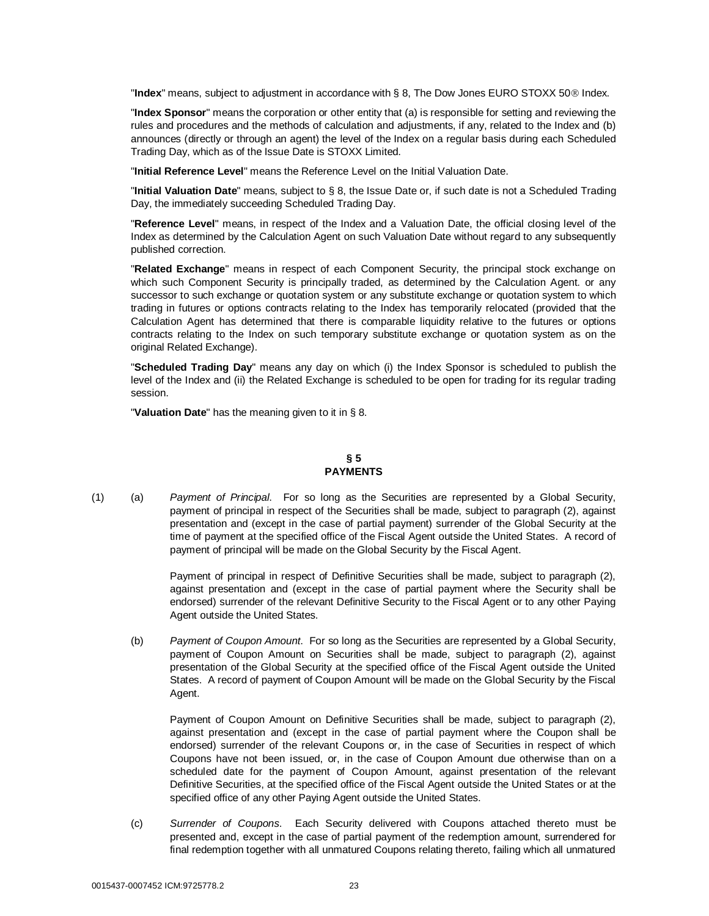"**Index**" means, subject to adjustment in accordance with § 8, The Dow Jones EURO STOXX 50® Index.

"**Index Sponsor**" means the corporation or other entity that (a) is responsible for setting and reviewing the rules and procedures and the methods of calculation and adjustments, if any, related to the Index and (b) announces (directly or through an agent) the level of the Index on a regular basis during each Scheduled Trading Day, which as of the Issue Date is STOXX Limited.

"**Initial Reference Level**" means the Reference Level on the Initial Valuation Date.

"**Initial Valuation Date**" means, subject to § 8, the Issue Date or, if such date is not a Scheduled Trading Day, the immediately succeeding Scheduled Trading Day.

"**Reference Level**" means, in respect of the Index and a Valuation Date, the official closing level of the Index as determined by the Calculation Agent on such Valuation Date without regard to any subsequently published correction.

"**Related Exchange**" means in respect of each Component Security, the principal stock exchange on which such Component Security is principally traded, as determined by the Calculation Agent. or any successor to such exchange or quotation system or any substitute exchange or quotation system to which trading in futures or options contracts relating to the Index has temporarily relocated (provided that the Calculation Agent has determined that there is comparable liquidity relative to the futures or options contracts relating to the Index on such temporary substitute exchange or quotation system as on the original Related Exchange).

"**Scheduled Trading Day**" means any day on which (i) the Index Sponsor is scheduled to publish the level of the Index and (ii) the Related Exchange is scheduled to be open for trading for its regular trading session.

"**Valuation Date**" has the meaning given to it in § 8.

## § 5
## PAYMENTS

(1) (a) *Payment of Principal*. For so long as the Securities are represented by a Global Security, payment of principal in respect of the Securities shall be made, subject to paragraph (2), against presentation and (except in the case of partial payment) surrender of the Global Security at the time of payment at the specified office of the Fiscal Agent outside the United States. A record of payment of principal will be made on the Global Security by the Fiscal Agent.

Payment of principal in respect of Definitive Securities shall be made, subject to paragraph (2), against presentation and (except in the case of partial payment where the Security shall be endorsed) surrender of the relevant Definitive Security to the Fiscal Agent or to any other Paying Agent outside the United States.

(b) *Payment of Coupon Amount*. For so long as the Securities are represented by a Global Security, payment of Coupon Amount on Securities shall be made, subject to paragraph (2), against presentation of the Global Security at the specified office of the Fiscal Agent outside the United States. A record of payment of Coupon Amount will be made on the Global Security by the Fiscal Agent.

Payment of Coupon Amount on Definitive Securities shall be made, subject to paragraph (2), against presentation and (except in the case of partial payment where the Coupon shall be endorsed) surrender of the relevant Coupons or, in the case of Securities in respect of which Coupons have not been issued, or, in the case of Coupon Amount due otherwise than on a scheduled date for the payment of Coupon Amount, against presentation of the relevant Definitive Securities, at the specified office of the Fiscal Agent outside the United States or at the specified office of any other Paying Agent outside the United States.

(c) *Surrender of Coupons*. Each Security delivered with Coupons attached thereto must be presented and, except in the case of partial payment of the redemption amount, surrendered for final redemption together with all unmatured Coupons relating thereto, failing which all unmatured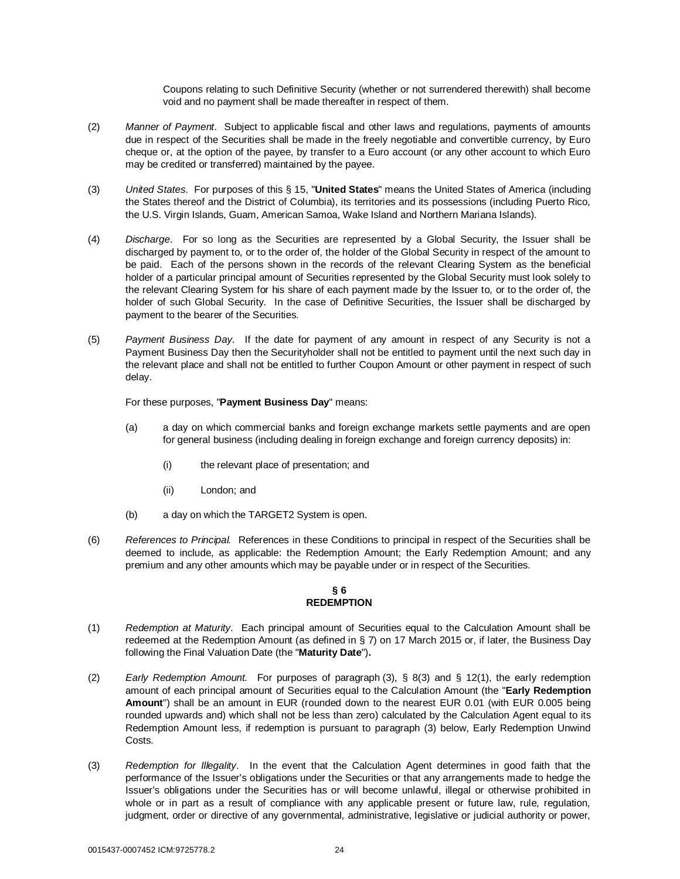Coupons relating to such Definitive Security (whether or not surrendered therewith) shall become void and no payment shall be made thereafter in respect of them.

(2) *Manner of Payment*. Subject to applicable fiscal and other laws and regulations, payments of amounts due in respect of the Securities shall be made in the freely negotiable and convertible currency, by Euro cheque or, at the option of the payee, by transfer to a Euro account (or any other account to which Euro may be credited or transferred) maintained by the payee.

(3) *United States*. For purposes of this § 15, "**United States**" means the United States of America (including the States thereof and the District of Columbia), its territories and its possessions (including Puerto Rico, the U.S. Virgin Islands, Guam, American Samoa, Wake Island and Northern Mariana Islands).

(4) *Discharge*. For so long as the Securities are represented by a Global Security, the Issuer shall be discharged by payment to, or to the order of, the holder of the Global Security in respect of the amount to be paid. Each of the persons shown in the records of the relevant Clearing System as the beneficial holder of a particular principal amount of Securities represented by the Global Security must look solely to the relevant Clearing System for his share of each payment made by the Issuer to, or to the order of, the holder of such Global Security. In the case of Definitive Securities, the Issuer shall be discharged by payment to the bearer of the Securities.

(5) *Payment Business Day*. If the date for payment of any amount in respect of any Security is not a Payment Business Day then the Securityholder shall not be entitled to payment until the next such day in the relevant place and shall not be entitled to further Coupon Amount or other payment in respect of such delay.

For these purposes, "**Payment Business Day**" means:

(a) a day on which commercial banks and foreign exchange markets settle payments and are open for general business (including dealing in foreign exchange and foreign currency deposits) in:

(i) the relevant place of presentation; and

(ii) London; and

(b) a day on which the TARGET2 System is open.

(6) *References to Principal.* References in these Conditions to principal in respect of the Securities shall be deemed to include, as applicable: the Redemption Amount; the Early Redemption Amount; and any premium and any other amounts which may be payable under or in respect of the Securities.

## § 6
## REDEMPTION

(1) *Redemption at Maturity*. Each principal amount of Securities equal to the Calculation Amount shall be redeemed at the Redemption Amount (as defined in § 7) on 17 March 2015 or, if later, the Business Day following the Final Valuation Date (the "**Maturity Date**")**.**

(2) *Early Redemption Amount.* For purposes of paragraph (3), § 8(3) and § 12(1), the early redemption amount of each principal amount of Securities equal to the Calculation Amount (the "**Early Redemption Amount**") shall be an amount in EUR (rounded down to the nearest EUR 0.01 (with EUR 0.005 being rounded upwards and) which shall not be less than zero) calculated by the Calculation Agent equal to its Redemption Amount less, if redemption is pursuant to paragraph (3) below, Early Redemption Unwind Costs.

(3) *Redemption for Illegality*. In the event that the Calculation Agent determines in good faith that the performance of the Issuer's obligations under the Securities or that any arrangements made to hedge the Issuer's obligations under the Securities has or will become unlawful, illegal or otherwise prohibited in whole or in part as a result of compliance with any applicable present or future law, rule, regulation, judgment, order or directive of any governmental, administrative, legislative or judicial authority or power,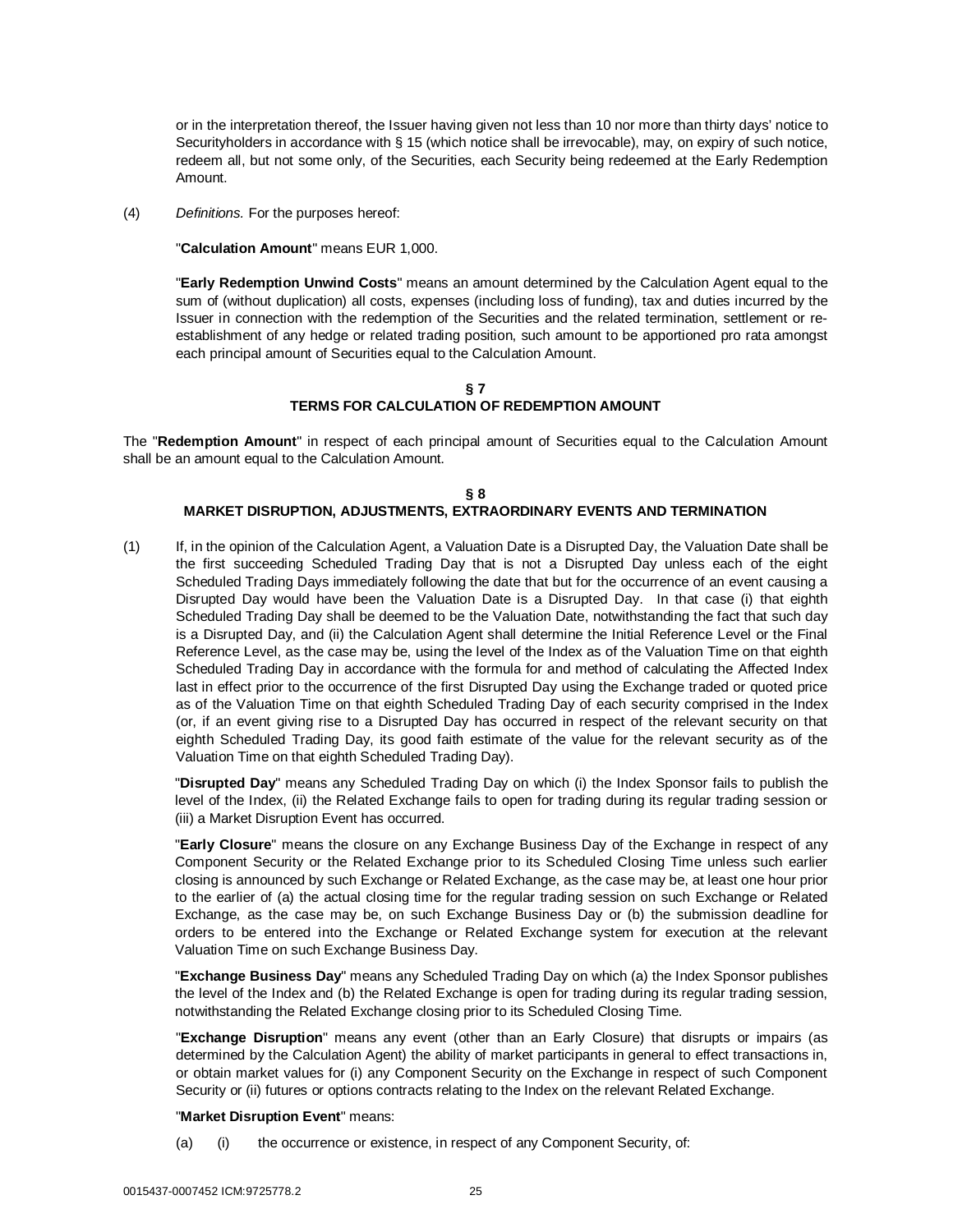or in the interpretation thereof, the Issuer having given not less than 10 nor more than thirty days' notice to Securityholders in accordance with § 15 (which notice shall be irrevocable), may, on expiry of such notice, redeem all, but not some only, of the Securities, each Security being redeemed at the Early Redemption Amount.

(4) *Definitions.* For the purposes hereof:

"**Calculation Amount**" means EUR 1,000.

"**Early Redemption Unwind Costs**" means an amount determined by the Calculation Agent equal to the sum of (without duplication) all costs, expenses (including loss of funding), tax and duties incurred by the Issuer in connection with the redemption of the Securities and the related termination, settlement or re-establishment of any hedge or related trading position, such amount to be apportioned pro rata amongst each principal amount of Securities equal to the Calculation Amount.

## § 7
## TERMS FOR CALCULATION OF REDEMPTION AMOUNT

The "**Redemption Amount**" in respect of each principal amount of Securities equal to the Calculation Amount shall be an amount equal to the Calculation Amount.

## § 8
## MARKET DISRUPTION, ADJUSTMENTS, EXTRAORDINARY EVENTS AND TERMINATION

(1) If, in the opinion of the Calculation Agent, a Valuation Date is a Disrupted Day, the Valuation Date shall be the first succeeding Scheduled Trading Day that is not a Disrupted Day unless each of the eight Scheduled Trading Days immediately following the date that but for the occurrence of an event causing a Disrupted Day would have been the Valuation Date is a Disrupted Day. In that case (i) that eighth Scheduled Trading Day shall be deemed to be the Valuation Date, notwithstanding the fact that such day is a Disrupted Day, and (ii) the Calculation Agent shall determine the Initial Reference Level or the Final Reference Level, as the case may be, using the level of the Index as of the Valuation Time on that eighth Scheduled Trading Day in accordance with the formula for and method of calculating the Affected Index last in effect prior to the occurrence of the first Disrupted Day using the Exchange traded or quoted price as of the Valuation Time on that eighth Scheduled Trading Day of each security comprised in the Index (or, if an event giving rise to a Disrupted Day has occurred in respect of the relevant security on that eighth Scheduled Trading Day, its good faith estimate of the value for the relevant security as of the Valuation Time on that eighth Scheduled Trading Day).

"**Disrupted Day**" means any Scheduled Trading Day on which (i) the Index Sponsor fails to publish the level of the Index, (ii) the Related Exchange fails to open for trading during its regular trading session or (iii) a Market Disruption Event has occurred.

"**Early Closure**" means the closure on any Exchange Business Day of the Exchange in respect of any Component Security or the Related Exchange prior to its Scheduled Closing Time unless such earlier closing is announced by such Exchange or Related Exchange, as the case may be, at least one hour prior to the earlier of (a) the actual closing time for the regular trading session on such Exchange or Related Exchange, as the case may be, on such Exchange Business Day or (b) the submission deadline for orders to be entered into the Exchange or Related Exchange system for execution at the relevant Valuation Time on such Exchange Business Day.

"**Exchange Business Day**" means any Scheduled Trading Day on which (a) the Index Sponsor publishes the level of the Index and (b) the Related Exchange is open for trading during its regular trading session, notwithstanding the Related Exchange closing prior to its Scheduled Closing Time.

"**Exchange Disruption**" means any event (other than an Early Closure) that disrupts or impairs (as determined by the Calculation Agent) the ability of market participants in general to effect transactions in, or obtain market values for (i) any Component Security on the Exchange in respect of such Component Security or (ii) futures or options contracts relating to the Index on the relevant Related Exchange.

"**Market Disruption Event**" means:

(a) (i) the occurrence or existence, in respect of any Component Security, of: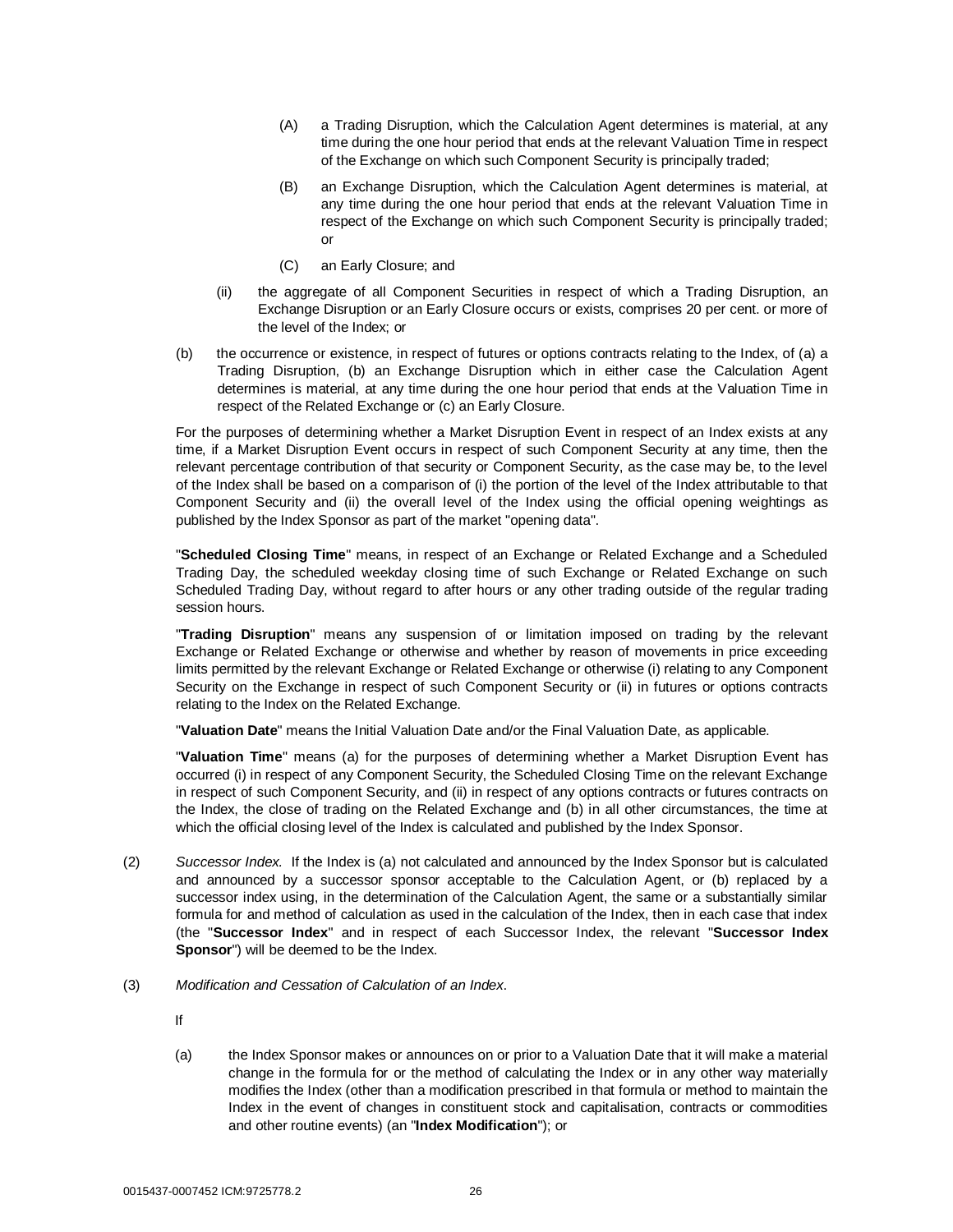(A) a Trading Disruption, which the Calculation Agent determines is material, at any time during the one hour period that ends at the relevant Valuation Time in respect of the Exchange on which such Component Security is principally traded;

(B) an Exchange Disruption, which the Calculation Agent determines is material, at any time during the one hour period that ends at the relevant Valuation Time in respect of the Exchange on which such Component Security is principally traded; or

(C) an Early Closure; and

(ii) the aggregate of all Component Securities in respect of which a Trading Disruption, an Exchange Disruption or an Early Closure occurs or exists, comprises 20 per cent. or more of the level of the Index; or

(b) the occurrence or existence, in respect of futures or options contracts relating to the Index, of (a) a Trading Disruption, (b) an Exchange Disruption which in either case the Calculation Agent determines is material, at any time during the one hour period that ends at the Valuation Time in respect of the Related Exchange or (c) an Early Closure.

For the purposes of determining whether a Market Disruption Event in respect of an Index exists at any time, if a Market Disruption Event occurs in respect of such Component Security at any time, then the relevant percentage contribution of that security or Component Security, as the case may be, to the level of the Index shall be based on a comparison of (i) the portion of the level of the Index attributable to that Component Security and (ii) the overall level of the Index using the official opening weightings as published by the Index Sponsor as part of the market "opening data".

"**Scheduled Closing Time**" means, in respect of an Exchange or Related Exchange and a Scheduled Trading Day, the scheduled weekday closing time of such Exchange or Related Exchange on such Scheduled Trading Day, without regard to after hours or any other trading outside of the regular trading session hours.

"**Trading Disruption**" means any suspension of or limitation imposed on trading by the relevant Exchange or Related Exchange or otherwise and whether by reason of movements in price exceeding limits permitted by the relevant Exchange or Related Exchange or otherwise (i) relating to any Component Security on the Exchange in respect of such Component Security or (ii) in futures or options contracts relating to the Index on the Related Exchange.

"**Valuation Date**" means the Initial Valuation Date and/or the Final Valuation Date, as applicable.

"**Valuation Time**" means (a) for the purposes of determining whether a Market Disruption Event has occurred (i) in respect of any Component Security, the Scheduled Closing Time on the relevant Exchange in respect of such Component Security, and (ii) in respect of any options contracts or futures contracts on the Index, the close of trading on the Related Exchange and (b) in all other circumstances, the time at which the official closing level of the Index is calculated and published by the Index Sponsor.

(2) *Successor Index.* If the Index is (a) not calculated and announced by the Index Sponsor but is calculated and announced by a successor sponsor acceptable to the Calculation Agent, or (b) replaced by a successor index using, in the determination of the Calculation Agent, the same or a substantially similar formula for and method of calculation as used in the calculation of the Index, then in each case that index (the "**Successor Index**" and in respect of each Successor Index, the relevant "**Successor Index Sponsor**") will be deemed to be the Index.

(3) *Modification and Cessation of Calculation of an Index*.

If

(a) the Index Sponsor makes or announces on or prior to a Valuation Date that it will make a material change in the formula for or the method of calculating the Index or in any other way materially modifies the Index (other than a modification prescribed in that formula or method to maintain the Index in the event of changes in constituent stock and capitalisation, contracts or commodities and other routine events) (an "**Index Modification**"); or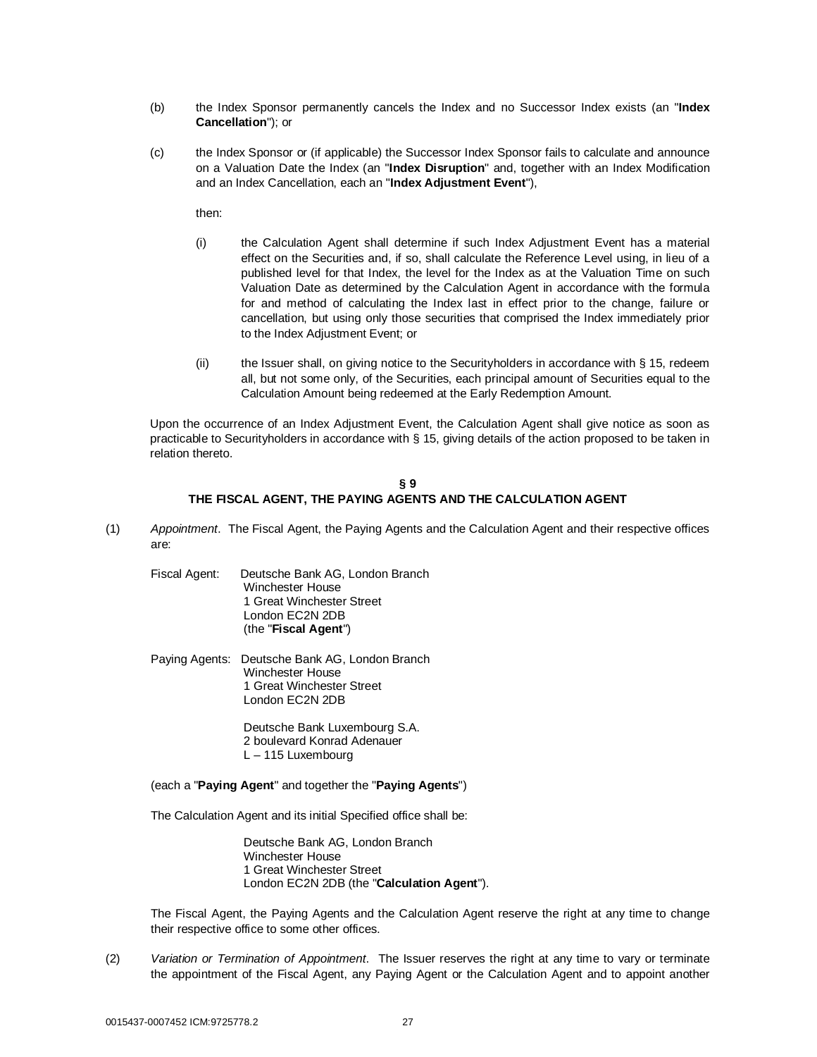(b) the Index Sponsor permanently cancels the Index and no Successor Index exists (an "**Index Cancellation**"); or

(c) the Index Sponsor or (if applicable) the Successor Index Sponsor fails to calculate and announce on a Valuation Date the Index (an "**Index Disruption**" and, together with an Index Modification and an Index Cancellation, each an "**Index Adjustment Event**"),

then:

(i) the Calculation Agent shall determine if such Index Adjustment Event has a material effect on the Securities and, if so, shall calculate the Reference Level using, in lieu of a published level for that Index, the level for the Index as at the Valuation Time on such Valuation Date as determined by the Calculation Agent in accordance with the formula for and method of calculating the Index last in effect prior to the change, failure or cancellation, but using only those securities that comprised the Index immediately prior to the Index Adjustment Event; or

(ii) the Issuer shall, on giving notice to the Securityholders in accordance with § 15, redeem all, but not some only, of the Securities, each principal amount of Securities equal to the Calculation Amount being redeemed at the Early Redemption Amount.

Upon the occurrence of an Index Adjustment Event, the Calculation Agent shall give notice as soon as practicable to Securityholders in accordance with § 15, giving details of the action proposed to be taken in relation thereto.

## § 9
## THE FISCAL AGENT, THE PAYING AGENTS AND THE CALCULATION AGENT

(1) *Appointment*. The Fiscal Agent, the Paying Agents and the Calculation Agent and their respective offices are:

Fiscal Agent: Deutsche Bank AG, London Branch
Winchester House
1 Great Winchester Street
London EC2N 2DB
(the "**Fiscal Agent**")

Paying Agents: Deutsche Bank AG, London Branch
Winchester House
1 Great Winchester Street
London EC2N 2DB

Deutsche Bank Luxembourg S.A.
2 boulevard Konrad Adenauer
L – 115 Luxembourg

(each a "**Paying Agent**" and together the "**Paying Agents**")

The Calculation Agent and its initial Specified office shall be:

Deutsche Bank AG, London Branch
Winchester House
1 Great Winchester Street
London EC2N 2DB (the "**Calculation Agent**").

The Fiscal Agent, the Paying Agents and the Calculation Agent reserve the right at any time to change their respective office to some other offices.

(2) *Variation or Termination of Appointment*. The Issuer reserves the right at any time to vary or terminate the appointment of the Fiscal Agent, any Paying Agent or the Calculation Agent and to appoint another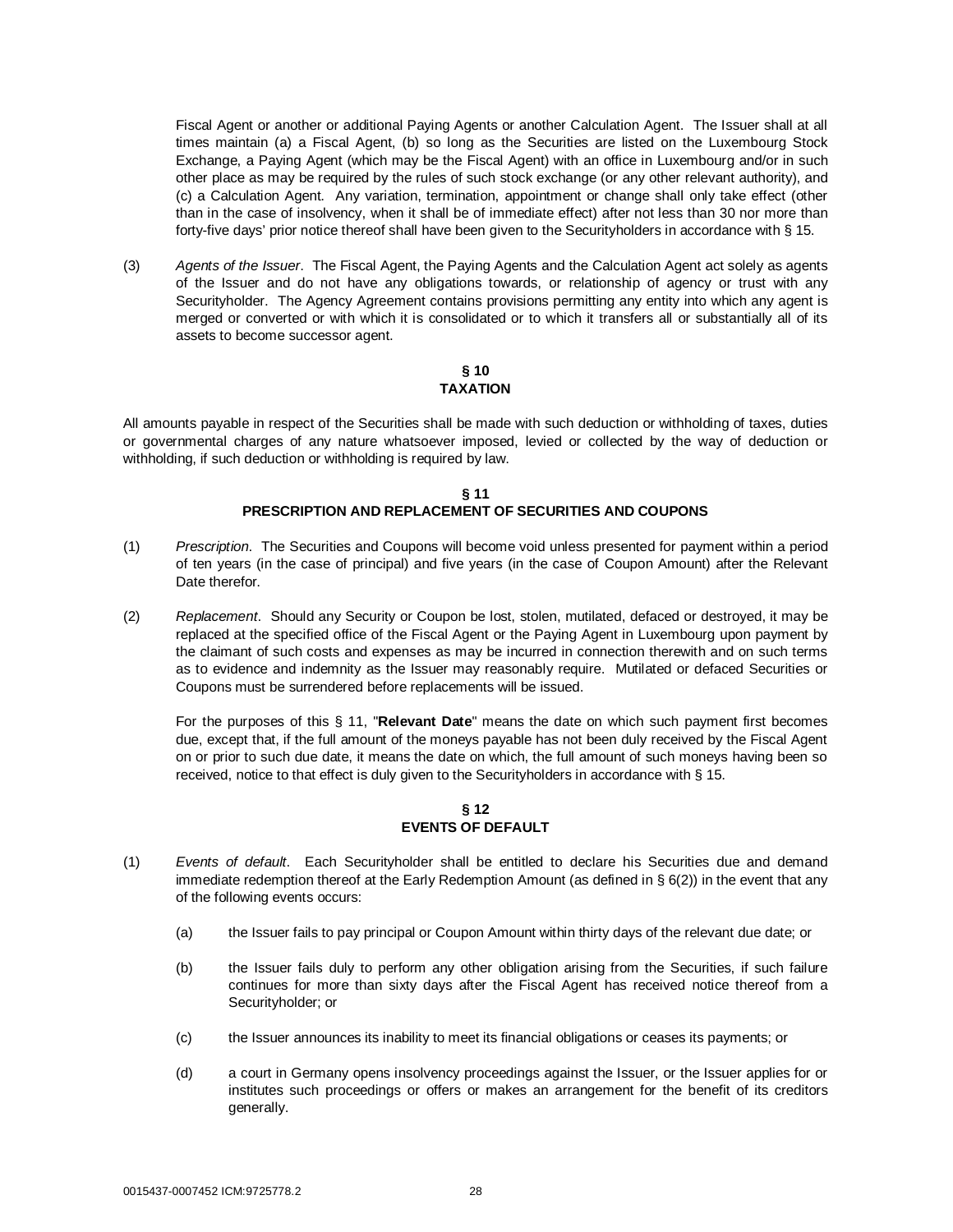Fiscal Agent or another or additional Paying Agents or another Calculation Agent. The Issuer shall at all times maintain (a) a Fiscal Agent, (b) so long as the Securities are listed on the Luxembourg Stock Exchange, a Paying Agent (which may be the Fiscal Agent) with an office in Luxembourg and/or in such other place as may be required by the rules of such stock exchange (or any other relevant authority), and (c) a Calculation Agent. Any variation, termination, appointment or change shall only take effect (other than in the case of insolvency, when it shall be of immediate effect) after not less than 30 nor more than forty-five days' prior notice thereof shall have been given to the Securityholders in accordance with § 15.

(3) *Agents of the Issuer*. The Fiscal Agent, the Paying Agents and the Calculation Agent act solely as agents of the Issuer and do not have any obligations towards, or relationship of agency or trust with any Securityholder. The Agency Agreement contains provisions permitting any entity into which any agent is merged or converted or with which it is consolidated or to which it transfers all or substantially all of its assets to become successor agent.

## § 10
## TAXATION

All amounts payable in respect of the Securities shall be made with such deduction or withholding of taxes, duties or governmental charges of any nature whatsoever imposed, levied or collected by the way of deduction or withholding, if such deduction or withholding is required by law.

## § 11
## PRESCRIPTION AND REPLACEMENT OF SECURITIES AND COUPONS

(1) *Prescription*. The Securities and Coupons will become void unless presented for payment within a period of ten years (in the case of principal) and five years (in the case of Coupon Amount) after the Relevant Date therefor.

(2) *Replacement*. Should any Security or Coupon be lost, stolen, mutilated, defaced or destroyed, it may be replaced at the specified office of the Fiscal Agent or the Paying Agent in Luxembourg upon payment by the claimant of such costs and expenses as may be incurred in connection therewith and on such terms as to evidence and indemnity as the Issuer may reasonably require. Mutilated or defaced Securities or Coupons must be surrendered before replacements will be issued.

For the purposes of this § 11, "**Relevant Date**" means the date on which such payment first becomes due, except that, if the full amount of the moneys payable has not been duly received by the Fiscal Agent on or prior to such due date, it means the date on which, the full amount of such moneys having been so received, notice to that effect is duly given to the Securityholders in accordance with § 15.

## § 12
## EVENTS OF DEFAULT

(1) *Events of default*. Each Securityholder shall be entitled to declare his Securities due and demand immediate redemption thereof at the Early Redemption Amount (as defined in § 6(2)) in the event that any of the following events occurs:

(a) the Issuer fails to pay principal or Coupon Amount within thirty days of the relevant due date; or

(b) the Issuer fails duly to perform any other obligation arising from the Securities, if such failure continues for more than sixty days after the Fiscal Agent has received notice thereof from a Securityholder; or

(c) the Issuer announces its inability to meet its financial obligations or ceases its payments; or

(d) a court in Germany opens insolvency proceedings against the Issuer, or the Issuer applies for or institutes such proceedings or offers or makes an arrangement for the benefit of its creditors generally.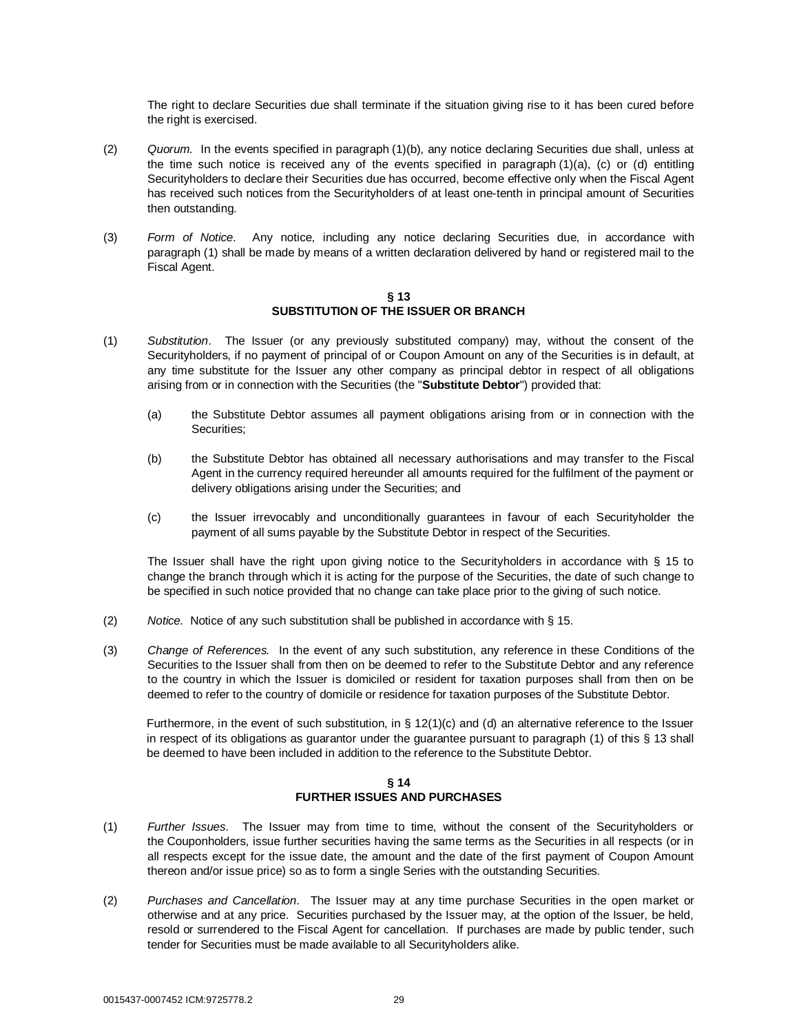The right to declare Securities due shall terminate if the situation giving rise to it has been cured before the right is exercised.

(2) *Quorum.* In the events specified in paragraph (1)(b), any notice declaring Securities due shall, unless at the time such notice is received any of the events specified in paragraph (1)(a), (c) or (d) entitling Securityholders to declare their Securities due has occurred, become effective only when the Fiscal Agent has received such notices from the Securityholders of at least one-tenth in principal amount of Securities then outstanding.

(3) *Form of Notice*. Any notice, including any notice declaring Securities due, in accordance with paragraph (1) shall be made by means of a written declaration delivered by hand or registered mail to the Fiscal Agent.

## § 13
## SUBSTITUTION OF THE ISSUER OR BRANCH

(1) *Substitution*. The Issuer (or any previously substituted company) may, without the consent of the Securityholders, if no payment of principal of or Coupon Amount on any of the Securities is in default, at any time substitute for the Issuer any other company as principal debtor in respect of all obligations arising from or in connection with the Securities (the "**Substitute Debtor**") provided that:

   (a) the Substitute Debtor assumes all payment obligations arising from or in connection with the Securities;

   (b) the Substitute Debtor has obtained all necessary authorisations and may transfer to the Fiscal Agent in the currency required hereunder all amounts required for the fulfilment of the payment or delivery obligations arising under the Securities; and

   (c) the Issuer irrevocably and unconditionally guarantees in favour of each Securityholder the payment of all sums payable by the Substitute Debtor in respect of the Securities.

   The Issuer shall have the right upon giving notice to the Securityholders in accordance with § 15 to change the branch through which it is acting for the purpose of the Securities, the date of such change to be specified in such notice provided that no change can take place prior to the giving of such notice.

(2) *Notice.* Notice of any such substitution shall be published in accordance with § 15.

(3) *Change of References.* In the event of any such substitution, any reference in these Conditions of the Securities to the Issuer shall from then on be deemed to refer to the Substitute Debtor and any reference to the country in which the Issuer is domiciled or resident for taxation purposes shall from then on be deemed to refer to the country of domicile or residence for taxation purposes of the Substitute Debtor.

   Furthermore, in the event of such substitution, in § 12(1)(c) and (d) an alternative reference to the Issuer in respect of its obligations as guarantor under the guarantee pursuant to paragraph (1) of this § 13 shall be deemed to have been included in addition to the reference to the Substitute Debtor.

## § 14
## FURTHER ISSUES AND PURCHASES

(1) *Further Issues*. The Issuer may from time to time, without the consent of the Securityholders or the Couponholders, issue further securities having the same terms as the Securities in all respects (or in all respects except for the issue date, the amount and the date of the first payment of Coupon Amount thereon and/or issue price) so as to form a single Series with the outstanding Securities.

(2) *Purchases and Cancellation*. The Issuer may at any time purchase Securities in the open market or otherwise and at any price. Securities purchased by the Issuer may, at the option of the Issuer, be held, resold or surrendered to the Fiscal Agent for cancellation. If purchases are made by public tender, such tender for Securities must be made available to all Securityholders alike.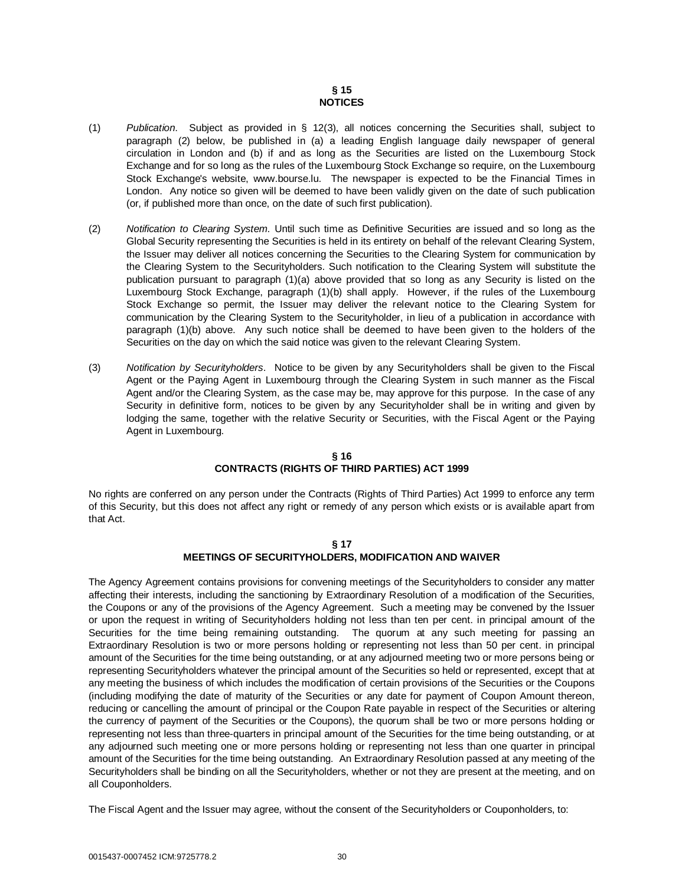## § 15
## NOTICES

(1) *Publication*. Subject as provided in § 12(3), all notices concerning the Securities shall, subject to paragraph (2) below, be published in (a) a leading English language daily newspaper of general circulation in London and (b) if and as long as the Securities are listed on the Luxembourg Stock Exchange and for so long as the rules of the Luxembourg Stock Exchange so require, on the Luxembourg Stock Exchange's website, www.bourse.lu. The newspaper is expected to be the Financial Times in London. Any notice so given will be deemed to have been validly given on the date of such publication (or, if published more than once, on the date of such first publication).

(2) *Notification to Clearing System*. Until such time as Definitive Securities are issued and so long as the Global Security representing the Securities is held in its entirety on behalf of the relevant Clearing System, the Issuer may deliver all notices concerning the Securities to the Clearing System for communication by the Clearing System to the Securityholders. Such notification to the Clearing System will substitute the publication pursuant to paragraph (1)(a) above provided that so long as any Security is listed on the Luxembourg Stock Exchange, paragraph (1)(b) shall apply. However, if the rules of the Luxembourg Stock Exchange so permit, the Issuer may deliver the relevant notice to the Clearing System for communication by the Clearing System to the Securityholder, in lieu of a publication in accordance with paragraph (1)(b) above. Any such notice shall be deemed to have been given to the holders of the Securities on the day on which the said notice was given to the relevant Clearing System.

(3) *Notification by Securityholders*. Notice to be given by any Securityholders shall be given to the Fiscal Agent or the Paying Agent in Luxembourg through the Clearing System in such manner as the Fiscal Agent and/or the Clearing System, as the case may be, may approve for this purpose. In the case of any Security in definitive form, notices to be given by any Securityholder shall be in writing and given by lodging the same, together with the relative Security or Securities, with the Fiscal Agent or the Paying Agent in Luxembourg.

## § 16
## CONTRACTS (RIGHTS OF THIRD PARTIES) ACT 1999

No rights are conferred on any person under the Contracts (Rights of Third Parties) Act 1999 to enforce any term of this Security, but this does not affect any right or remedy of any person which exists or is available apart from that Act.

## § 17
## MEETINGS OF SECURITYHOLDERS, MODIFICATION AND WAIVER

The Agency Agreement contains provisions for convening meetings of the Securityholders to consider any matter affecting their interests, including the sanctioning by Extraordinary Resolution of a modification of the Securities, the Coupons or any of the provisions of the Agency Agreement. Such a meeting may be convened by the Issuer or upon the request in writing of Securityholders holding not less than ten per cent. in principal amount of the Securities for the time being remaining outstanding. The quorum at any such meeting for passing an Extraordinary Resolution is two or more persons holding or representing not less than 50 per cent. in principal amount of the Securities for the time being outstanding, or at any adjourned meeting two or more persons being or representing Securityholders whatever the principal amount of the Securities so held or represented, except that at any meeting the business of which includes the modification of certain provisions of the Securities or the Coupons (including modifying the date of maturity of the Securities or any date for payment of Coupon Amount thereon, reducing or cancelling the amount of principal or the Coupon Rate payable in respect of the Securities or altering the currency of payment of the Securities or the Coupons), the quorum shall be two or more persons holding or representing not less than three-quarters in principal amount of the Securities for the time being outstanding, or at any adjourned such meeting one or more persons holding or representing not less than one quarter in principal amount of the Securities for the time being outstanding. An Extraordinary Resolution passed at any meeting of the Securityholders shall be binding on all the Securityholders, whether or not they are present at the meeting, and on all Couponholders.

The Fiscal Agent and the Issuer may agree, without the consent of the Securityholders or Couponholders, to: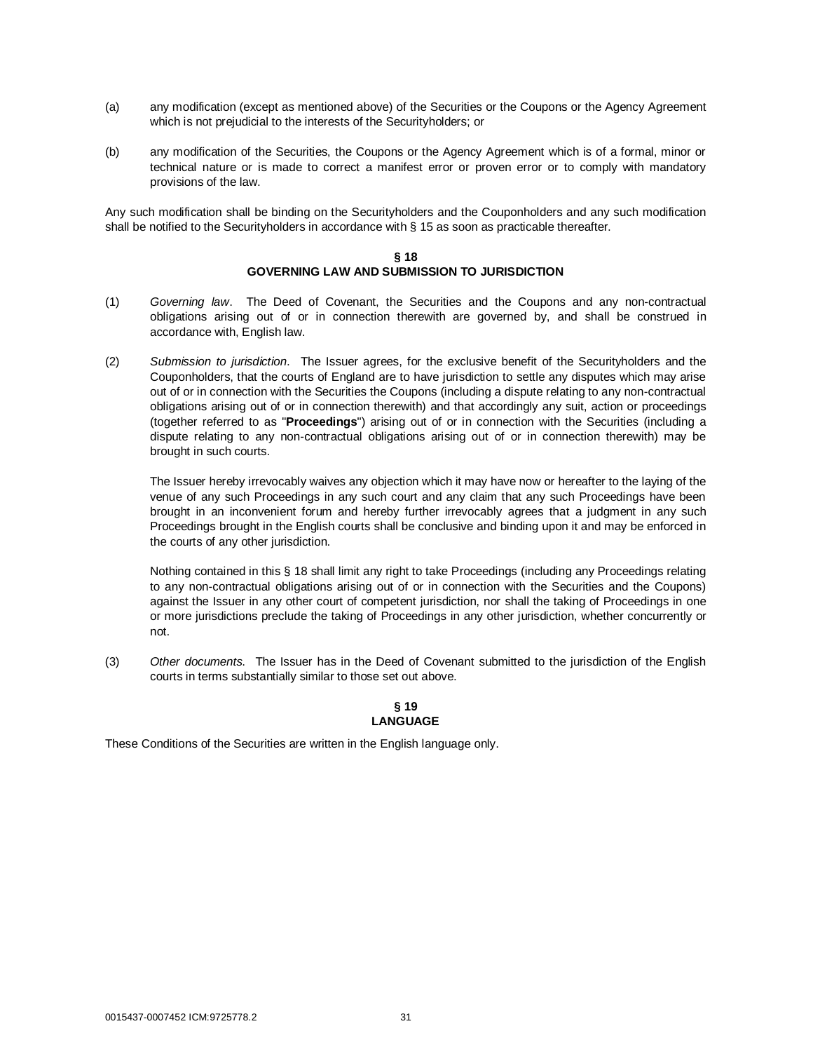(a) any modification (except as mentioned above) of the Securities or the Coupons or the Agency Agreement which is not prejudicial to the interests of the Securityholders; or

(b) any modification of the Securities, the Coupons or the Agency Agreement which is of a formal, minor or technical nature or is made to correct a manifest error or proven error or to comply with mandatory provisions of the law.

Any such modification shall be binding on the Securityholders and the Couponholders and any such modification shall be notified to the Securityholders in accordance with § 15 as soon as practicable thereafter.

## § 18
## GOVERNING LAW AND SUBMISSION TO JURISDICTION

(1) *Governing law*. The Deed of Covenant, the Securities and the Coupons and any non-contractual obligations arising out of or in connection therewith are governed by, and shall be construed in accordance with, English law.

(2) *Submission to jurisdiction*. The Issuer agrees, for the exclusive benefit of the Securityholders and the Couponholders, that the courts of England are to have jurisdiction to settle any disputes which may arise out of or in connection with the Securities the Coupons (including a dispute relating to any non-contractual obligations arising out of or in connection therewith) and that accordingly any suit, action or proceedings (together referred to as "**Proceedings**") arising out of or in connection with the Securities (including a dispute relating to any non-contractual obligations arising out of or in connection therewith) may be brought in such courts.

The Issuer hereby irrevocably waives any objection which it may have now or hereafter to the laying of the venue of any such Proceedings in any such court and any claim that any such Proceedings have been brought in an inconvenient forum and hereby further irrevocably agrees that a judgment in any such Proceedings brought in the English courts shall be conclusive and binding upon it and may be enforced in the courts of any other jurisdiction.

Nothing contained in this § 18 shall limit any right to take Proceedings (including any Proceedings relating to any non-contractual obligations arising out of or in connection with the Securities and the Coupons) against the Issuer in any other court of competent jurisdiction, nor shall the taking of Proceedings in one or more jurisdictions preclude the taking of Proceedings in any other jurisdiction, whether concurrently or not.

(3) *Other documents*. The Issuer has in the Deed of Covenant submitted to the jurisdiction of the English courts in terms substantially similar to those set out above.

## § 19
## LANGUAGE

These Conditions of the Securities are written in the English language only.

0015437-0007452 ICM:9725778.2